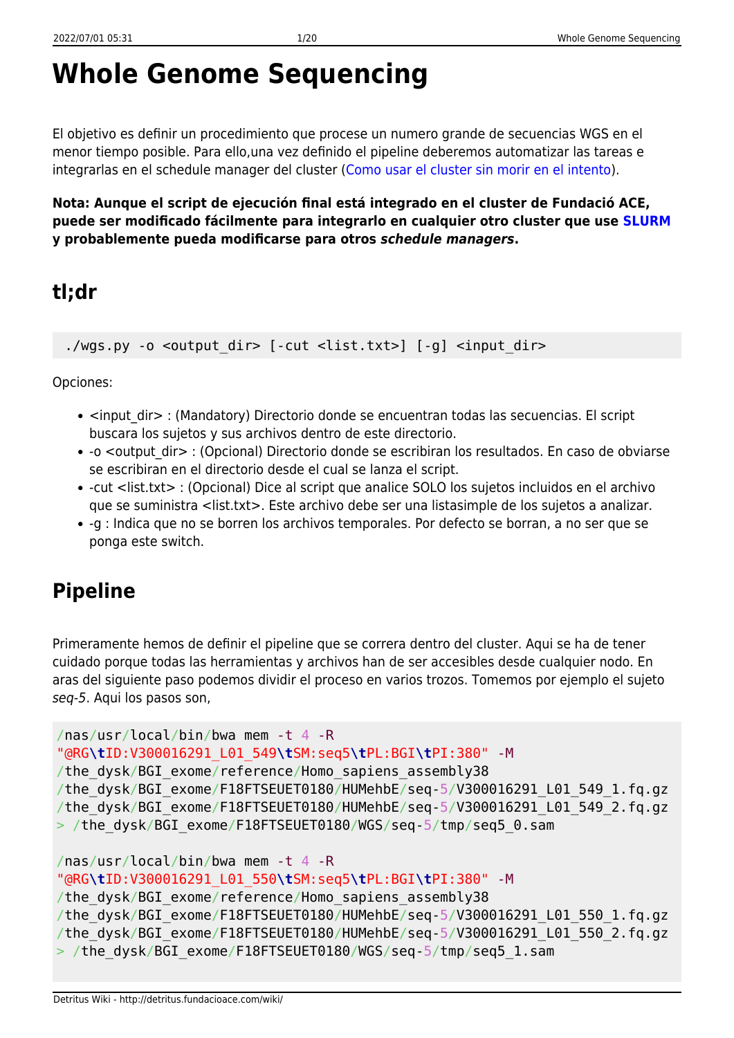# Whole Genome Sequencing

El objetivo es definir un procedimiento que procese un numero grande de secuencias WGS en el menor tiempo posible. Para ello,una vez definido el pipeline deberemos automatizar las tareas e integrarlas en el schedule manager del cluster (Como usar el cluster sin morir en el intento).

**Nota: Aunque el script de ejecución final está integrado en el cluster de Fundació ACE, puede ser modificado fácilmente para integrarlo en cualquier otro cluster que use SLURM y probablemente pueda modificarse para otros *schedule managers*.**

## tl;dr

```
./wgs.py -o <output_dir> [-cut <list.txt>] [-g] <input_dir>
```

Opciones:

- <input_dir> : (Mandatory) Directorio donde se encuentran todas las secuencias. El script buscara los sujetos y sus archivos dentro de este directorio.
- -o <output_dir> : (Opcional) Directorio donde se escribiran los resultados. En caso de obviarse se escribiran en el directorio desde el cual se lanza el script.
- -cut <list.txt> : (Opcional) Dice al script que analice SOLO los sujetos incluidos en el archivo que se suministra <list.txt>. Este archivo debe ser una listasimple de los sujetos a analizar.
- -g : Indica que no se borren los archivos temporales. Por defecto se borran, a no ser que se ponga este switch.

## Pipeline

Primeramente hemos de definir el pipeline que se correra dentro del cluster. Aqui se ha de tener cuidado porque todas las herramientas y archivos han de ser accesibles desde cualquier nodo. En aras del siguiente paso podemos dividir el proceso en varios trozos. Tomemos por ejemplo el sujeto *seq-5*. Aqui los pasos son,

```
/nas/usr/local/bin/bwa mem -t 4 -R
"@RG\tID:V300016291_L01_549\tSM:seq5\tPL:BGI\tPI:380" -M
/the_dysk/BGI_exome/reference/Homo_sapiens_assembly38
/the_dysk/BGI_exome/F18FTSEUET0180/HUMehbE/seq-5/V300016291_L01_549_1.fq.gz
/the_dysk/BGI_exome/F18FTSEUET0180/HUMehbE/seq-5/V300016291_L01_549_2.fq.gz
> /the_dysk/BGI_exome/F18FTSEUET0180/WGS/seq-5/tmp/seq5_0.sam

/nas/usr/local/bin/bwa mem -t 4 -R
"@RG\tID:V300016291_L01_550\tSM:seq5\tPL:BGI\tPI:380" -M
/the_dysk/BGI_exome/reference/Homo_sapiens_assembly38
/the_dysk/BGI_exome/F18FTSEUET0180/HUMehbE/seq-5/V300016291_L01_550_1.fq.gz
/the_dysk/BGI_exome/F18FTSEUET0180/HUMehbE/seq-5/V300016291_L01_550_2.fq.gz
> /the_dysk/BGI_exome/F18FTSEUET0180/WGS/seq-5/tmp/seq5_1.sam
```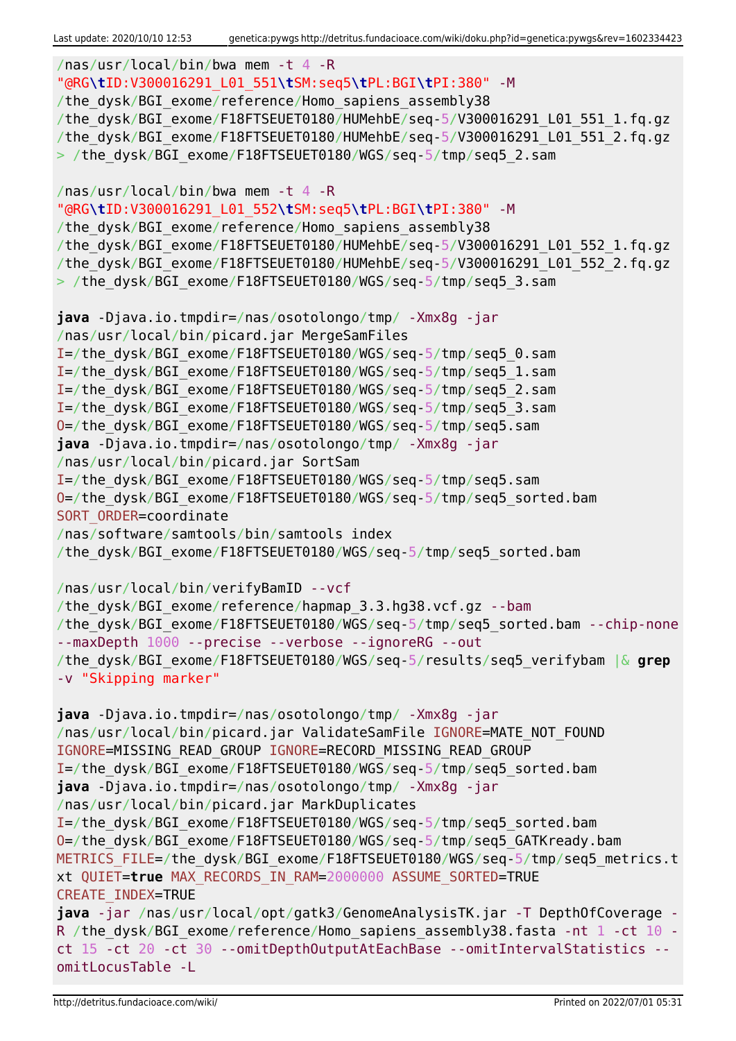```
/nas/usr/local/bin/bwa mem -t 4 -R
"@RG\tID:V300016291_L01_551\tSM:seq5\tPL:BGI\tPI:380" -M
/the_dysk/BGI_exome/reference/Homo_sapiens_assembly38
/the_dysk/BGI_exome/F18FTSEUET0180/HUMehbE/seq-5/V300016291_L01_551_1.fq.gz
/the_dysk/BGI_exome/F18FTSEUET0180/HUMehbE/seq-5/V300016291_L01_551_2.fq.gz
> /the_dysk/BGI_exome/F18FTSEUET0180/WGS/seq-5/tmp/seq5_2.sam

/nas/usr/local/bin/bwa mem -t 4 -R
"@RG\tID:V300016291_L01_552\tSM:seq5\tPL:BGI\tPI:380" -M
/the_dysk/BGI_exome/reference/Homo_sapiens_assembly38
/the_dysk/BGI_exome/F18FTSEUET0180/HUMehbE/seq-5/V300016291_L01_552_1.fq.gz
/the_dysk/BGI_exome/F18FTSEUET0180/HUMehbE/seq-5/V300016291_L01_552_2.fq.gz
> /the_dysk/BGI_exome/F18FTSEUET0180/WGS/seq-5/tmp/seq5_3.sam

java -Djava.io.tmpdir=/nas/osotolongo/tmp/ -Xmx8g -jar
/nas/usr/local/bin/picard.jar MergeSamFiles
I=/the_dysk/BGI_exome/F18FTSEUET0180/WGS/seq-5/tmp/seq5_0.sam
I=/the_dysk/BGI_exome/F18FTSEUET0180/WGS/seq-5/tmp/seq5_1.sam
I=/the_dysk/BGI_exome/F18FTSEUET0180/WGS/seq-5/tmp/seq5_2.sam
I=/the_dysk/BGI_exome/F18FTSEUET0180/WGS/seq-5/tmp/seq5_3.sam
O=/the_dysk/BGI_exome/F18FTSEUET0180/WGS/seq-5/tmp/seq5.sam
java -Djava.io.tmpdir=/nas/osotolongo/tmp/ -Xmx8g -jar
/nas/usr/local/bin/picard.jar SortSam
I=/the_dysk/BGI_exome/F18FTSEUET0180/WGS/seq-5/tmp/seq5.sam
O=/the_dysk/BGI_exome/F18FTSEUET0180/WGS/seq-5/tmp/seq5_sorted.bam
SORT_ORDER=coordinate
/nas/software/samtools/bin/samtools index
/the_dysk/BGI_exome/F18FTSEUET0180/WGS/seq-5/tmp/seq5_sorted.bam

/nas/usr/local/bin/verifyBamID --vcf
/the_dysk/BGI_exome/reference/hapmap_3.3.hg38.vcf.gz --bam
/the_dysk/BGI_exome/F18FTSEUET0180/WGS/seq-5/tmp/seq5_sorted.bam --chip-none
--maxDepth 1000 --precise --verbose --ignoreRG --out
/the_dysk/BGI_exome/F18FTSEUET0180/WGS/seq-5/results/seq5_verifybam |& grep
-v "Skipping marker"

java -Djava.io.tmpdir=/nas/osotolongo/tmp/ -Xmx8g -jar
/nas/usr/local/bin/picard.jar ValidateSamFile IGNORE=MATE_NOT_FOUND
IGNORE=MISSING_READ_GROUP IGNORE=RECORD_MISSING_READ_GROUP
I=/the_dysk/BGI_exome/F18FTSEUET0180/WGS/seq-5/tmp/seq5_sorted.bam
java -Djava.io.tmpdir=/nas/osotolongo/tmp/ -Xmx8g -jar
/nas/usr/local/bin/picard.jar MarkDuplicates
I=/the_dysk/BGI_exome/F18FTSEUET0180/WGS/seq-5/tmp/seq5_sorted.bam
O=/the_dysk/BGI_exome/F18FTSEUET0180/WGS/seq-5/tmp/seq5_GATKready.bam
METRICS_FILE=/the_dysk/BGI_exome/F18FTSEUET0180/WGS/seq-5/tmp/seq5_metrics.t
xt QUIET=true MAX_RECORDS_IN_RAM=2000000 ASSUME_SORTED=TRUE
CREATE_INDEX=TRUE
java -jar /nas/usr/local/opt/gatk3/GenomeAnalysisTK.jar -T DepthOfCoverage -
R /the_dysk/BGI_exome/reference/Homo_sapiens_assembly38.fasta -nt 1 -ct 10 -
ct 15 -ct 20 -ct 30 --omitDepthOutputAtEachBase --omitIntervalStatistics --
omitLocusTable -L
```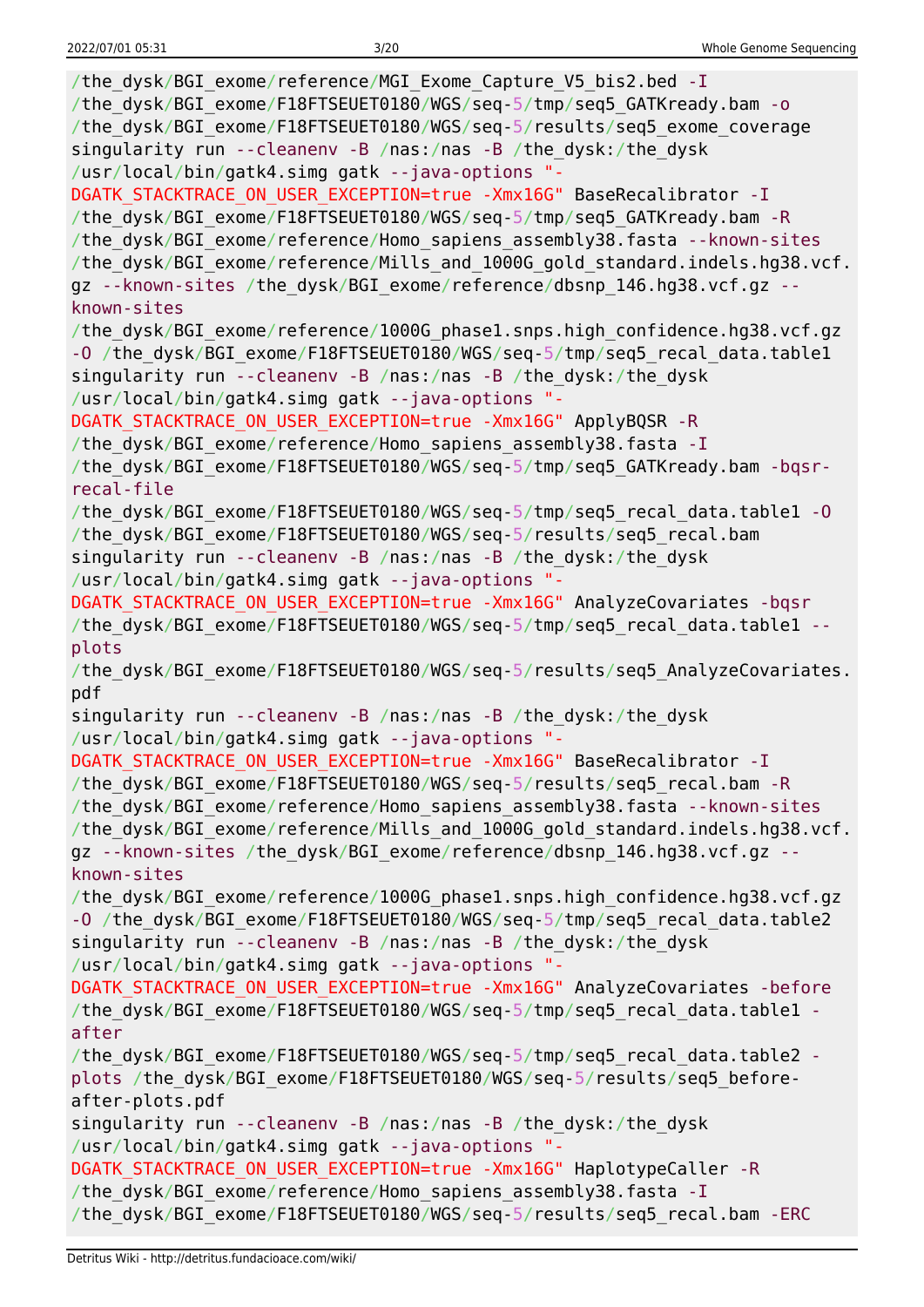```
/the_dysk/BGI_exome/reference/MGI_Exome_Capture_V5_bis2.bed -I
/the_dysk/BGI_exome/F18FTSEUET0180/WGS/seq-5/tmp/seq5_GATKready.bam -o
/the_dysk/BGI_exome/F18FTSEUET0180/WGS/seq-5/results/seq5_exome_coverage
singularity run --cleanenv -B /nas:/nas -B /the_dysk:/the_dysk
/usr/local/bin/gatk4.simg gatk --java-options "-
DGATK_STACKTRACE_ON_USER_EXCEPTION=true -Xmx16G" BaseRecalibrator -I
/the_dysk/BGI_exome/F18FTSEUET0180/WGS/seq-5/tmp/seq5_GATKready.bam -R
/the_dysk/BGI_exome/reference/Homo_sapiens_assembly38.fasta --known-sites
/the_dysk/BGI_exome/reference/Mills_and_1000G_gold_standard.indels.hg38.vcf.
gz --known-sites /the_dysk/BGI_exome/reference/dbsnp_146.hg38.vcf.gz --
known-sites
/the_dysk/BGI_exome/reference/1000G_phase1.snps.high_confidence.hg38.vcf.gz
-O /the_dysk/BGI_exome/F18FTSEUET0180/WGS/seq-5/tmp/seq5_recal_data.table1
singularity run --cleanenv -B /nas:/nas -B /the_dysk:/the_dysk
/usr/local/bin/gatk4.simg gatk --java-options "-
DGATK_STACKTRACE_ON_USER_EXCEPTION=true -Xmx16G" ApplyBQSR -R
/the_dysk/BGI_exome/reference/Homo_sapiens_assembly38.fasta -I
/the_dysk/BGI_exome/F18FTSEUET0180/WGS/seq-5/tmp/seq5_GATKready.bam -bqsr-
recal-file
/the_dysk/BGI_exome/F18FTSEUET0180/WGS/seq-5/tmp/seq5_recal_data.table1 -O
/the_dysk/BGI_exome/F18FTSEUET0180/WGS/seq-5/results/seq5_recal.bam
singularity run --cleanenv -B /nas:/nas -B /the_dysk:/the_dysk
/usr/local/bin/gatk4.simg gatk --java-options "-
DGATK_STACKTRACE_ON_USER_EXCEPTION=true -Xmx16G" AnalyzeCovariates -bqsr
/the_dysk/BGI_exome/F18FTSEUET0180/WGS/seq-5/tmp/seq5_recal_data.table1 --
plots
/the_dysk/BGI_exome/F18FTSEUET0180/WGS/seq-5/results/seq5_AnalyzeCovariates.
pdf
singularity run --cleanenv -B /nas:/nas -B /the_dysk:/the_dysk
/usr/local/bin/gatk4.simg gatk --java-options "-
DGATK_STACKTRACE_ON_USER_EXCEPTION=true -Xmx16G" BaseRecalibrator -I
/the_dysk/BGI_exome/F18FTSEUET0180/WGS/seq-5/results/seq5_recal.bam -R
/the_dysk/BGI_exome/reference/Homo_sapiens_assembly38.fasta --known-sites
/the_dysk/BGI_exome/reference/Mills_and_1000G_gold_standard.indels.hg38.vcf.
gz --known-sites /the_dysk/BGI_exome/reference/dbsnp_146.hg38.vcf.gz --
known-sites
/the_dysk/BGI_exome/reference/1000G_phase1.snps.high_confidence.hg38.vcf.gz
-O /the_dysk/BGI_exome/F18FTSEUET0180/WGS/seq-5/tmp/seq5_recal_data.table2
singularity run --cleanenv -B /nas:/nas -B /the_dysk:/the_dysk
/usr/local/bin/gatk4.simg gatk --java-options "-
DGATK_STACKTRACE_ON_USER_EXCEPTION=true -Xmx16G" AnalyzeCovariates -before
/the_dysk/BGI_exome/F18FTSEUET0180/WGS/seq-5/tmp/seq5_recal_data.table1 -
after
/the_dysk/BGI_exome/F18FTSEUET0180/WGS/seq-5/tmp/seq5_recal_data.table2 -
plots /the_dysk/BGI_exome/F18FTSEUET0180/WGS/seq-5/results/seq5_before-
after-plots.pdf
singularity run --cleanenv -B /nas:/nas -B /the_dysk:/the_dysk
/usr/local/bin/gatk4.simg gatk --java-options "-
DGATK_STACKTRACE_ON_USER_EXCEPTION=true -Xmx16G" HaplotypeCaller -R
/the_dysk/BGI_exome/reference/Homo_sapiens_assembly38.fasta -I
/the_dysk/BGI_exome/F18FTSEUET0180/WGS/seq-5/results/seq5_recal.bam -ERC
```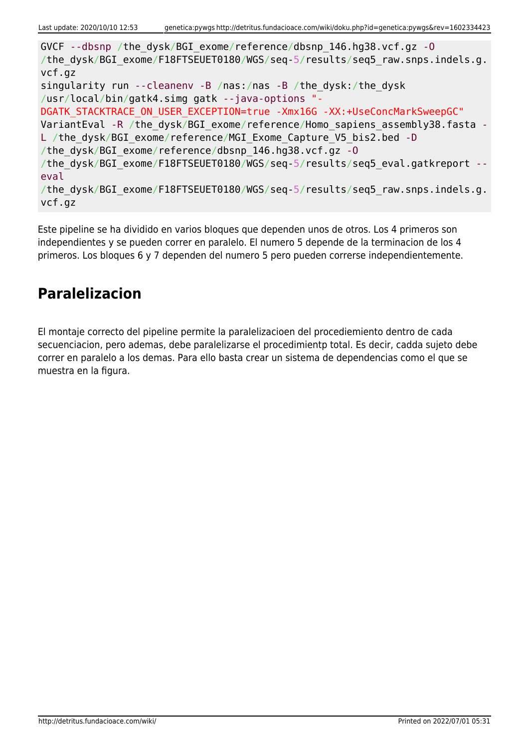```
GVCF --dbsnp /the_dysk/BGI_exome/reference/dbsnp_146.hg38.vcf.gz -O
/the_dysk/BGI_exome/F18FTSEUET0180/WGS/seq-5/results/seq5_raw.snps.indels.g.
vcf.gz
singularity run --cleanenv -B /nas:/nas -B /the_dysk:/the_dysk
/usr/local/bin/gatk4.simg gatk --java-options "-
DGATK_STACKTRACE_ON_USER_EXCEPTION=true -Xmx16G -XX:+UseConcMarkSweepGC"
VariantEval -R /the_dysk/BGI_exome/reference/Homo_sapiens_assembly38.fasta -
L /the_dysk/BGI_exome/reference/MGI_Exome_Capture_V5_bis2.bed -D
/the_dysk/BGI_exome/reference/dbsnp_146.hg38.vcf.gz -O
/the_dysk/BGI_exome/F18FTSEUET0180/WGS/seq-5/results/seq5_eval.gatkreport --
eval
/the_dysk/BGI_exome/F18FTSEUET0180/WGS/seq-5/results/seq5_raw.snps.indels.g.
vcf.gz
```

Este pipeline se ha dividido en varios bloques que dependen unos de otros. Los 4 primeros son independientes y se pueden correr en paralelo. El numero 5 depende de la terminacion de los 4 primeros. Los bloques 6 y 7 dependen del numero 5 pero pueden correrse independientemente.

## Paralelizacion

El montaje correcto del pipeline permite la paralelizacioen del procediemiento dentro de cada secuenciacion, pero ademas, debe paralelizarse el procedimientp total. Es decir, cadda sujeto debe correr en paralelo a los demas. Para ello basta crear un sistema de dependencias como el que se muestra en la figura.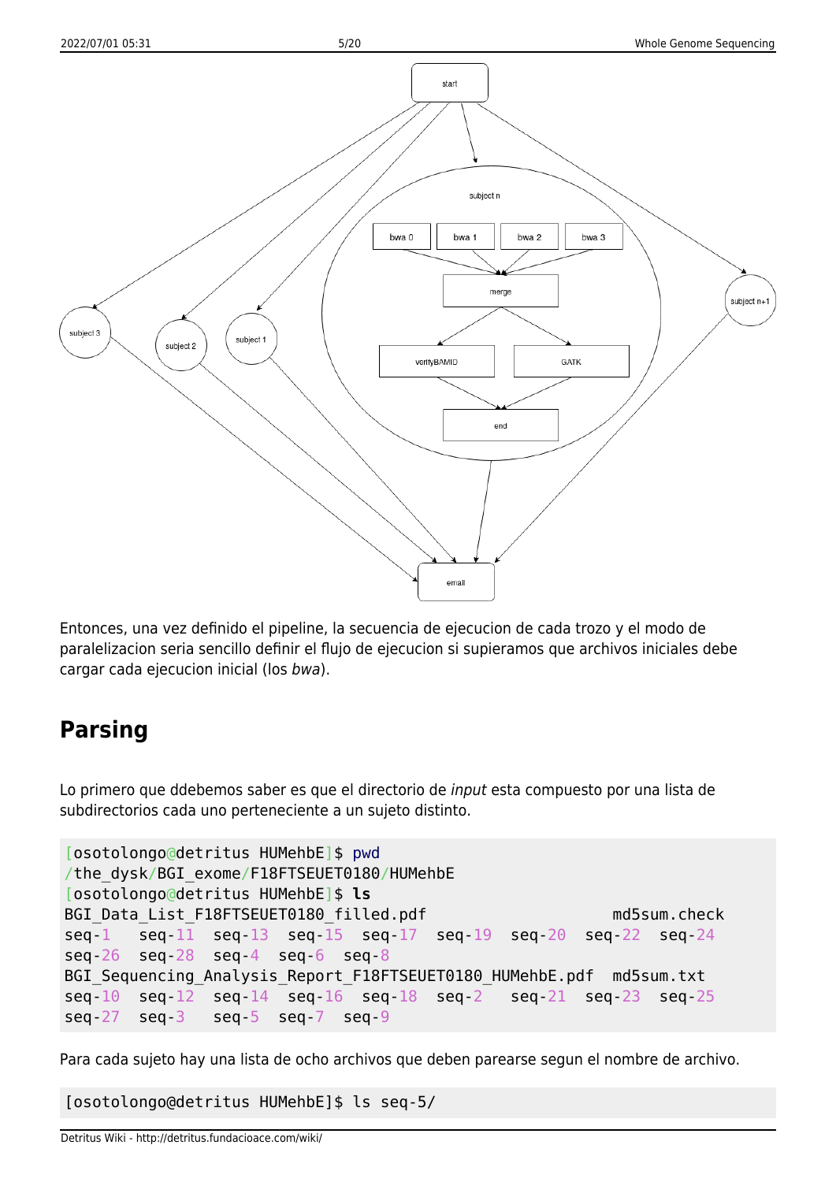Entonces, una vez definido el pipeline, la secuencia de ejecucion de cada trozo y el modo de paralelizacion seria sencillo definir el flujo de ejecucion si supieramos que archivos iniciales debe cargar cada ejecucion inicial (los *bwa*).

## Parsing

Lo primero que ddebemos saber es que el directorio de *input* esta compuesto por una lista de subdirectorios cada uno perteneciente a un sujeto distinto.

```
[osotolongo@detritus HUMehbE]$ pwd
/the_dysk/BGI_exome/F18FTSEUET0180/HUMehbE
[osotolongo@detritus HUMehbE]$ ls
BGI_Data_List_F18FTSEUET0180_filled.pdf                    md5sum.check
seq-1   seq-11  seq-13  seq-15  seq-17  seq-19  seq-20  seq-22  seq-24
seq-26  seq-28  seq-4   seq-6   seq-8
BGI_Sequencing_Analysis_Report_F18FTSEUET0180_HUMehbE.pdf  md5sum.txt
seq-10  seq-12  seq-14  seq-16  seq-18  seq-2   seq-21  seq-23  seq-25
seq-27  seq-3   seq-5   seq-7   seq-9
```

Para cada sujeto hay una lista de ocho archivos que deben parearse segun el nombre de archivo.

```
[osotolongo@detritus HUMehbE]$ ls seq-5/
```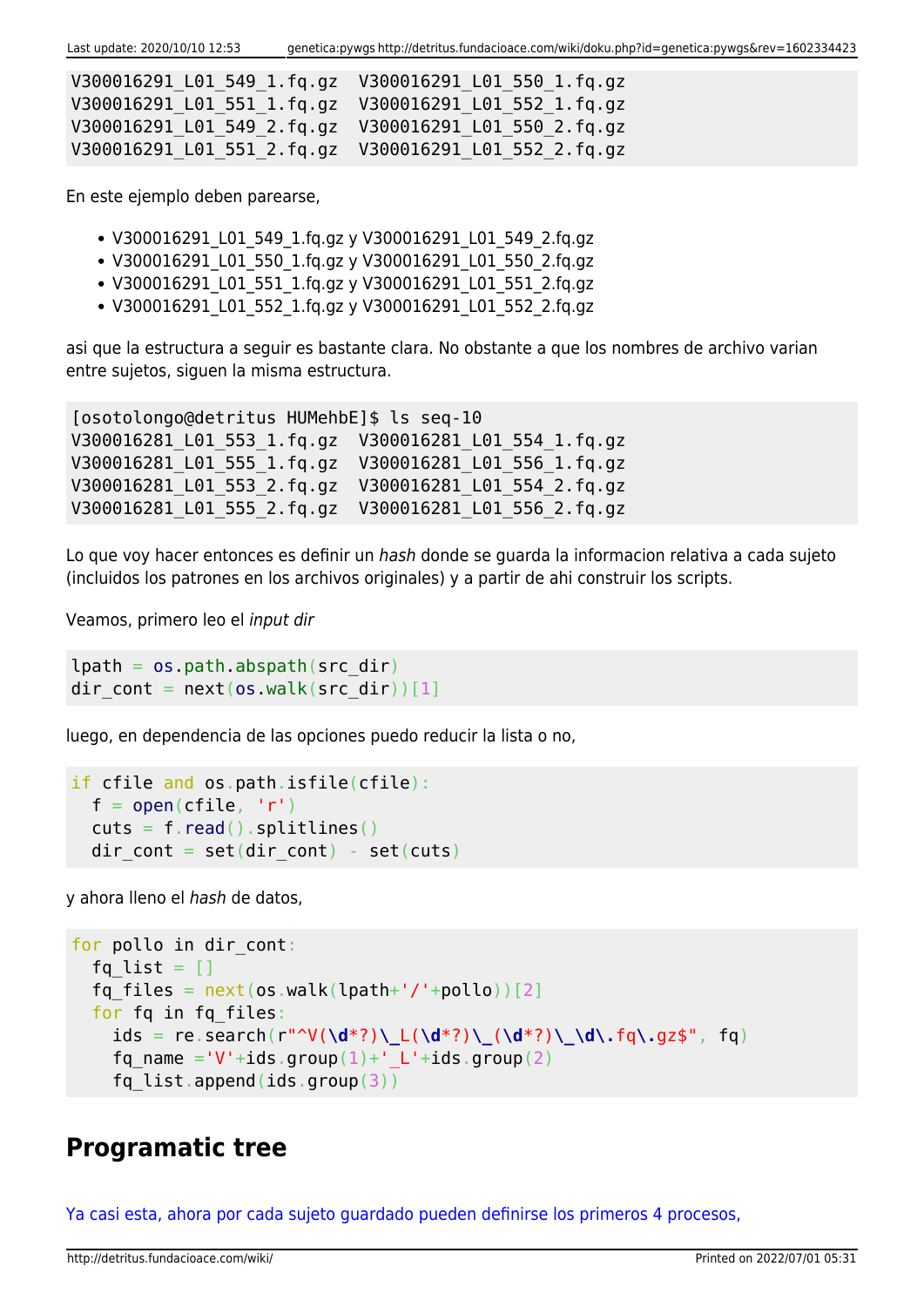```
V300016291_L01_549_1.fq.gz  V300016291_L01_550_1.fq.gz
V300016291_L01_551_1.fq.gz  V300016291_L01_552_1.fq.gz
V300016291_L01_549_2.fq.gz  V300016291_L01_550_2.fq.gz
V300016291_L01_551_2.fq.gz  V300016291_L01_552_2.fq.gz
```

En este ejemplo deben parearse,

- V300016291_L01_549_1.fq.gz y V300016291_L01_549_2.fq.gz
- V300016291_L01_550_1.fq.gz y V300016291_L01_550_2.fq.gz
- V300016291_L01_551_1.fq.gz y V300016291_L01_551_2.fq.gz
- V300016291_L01_552_1.fq.gz y V300016291_L01_552_2.fq.gz

asi que la estructura a seguir es bastante clara. No obstante a que los nombres de archivo varian entre sujetos, siguen la misma estructura.

```
[osotolongo@detritus HUMehbE]$ ls seq-10
V300016281_L01_553_1.fq.gz  V300016281_L01_554_1.fq.gz
V300016281_L01_555_1.fq.gz  V300016281_L01_556_1.fq.gz
V300016281_L01_553_2.fq.gz  V300016281_L01_554_2.fq.gz
V300016281_L01_555_2.fq.gz  V300016281_L01_556_2.fq.gz
```

Lo que voy hacer entonces es definir un *hash* donde se guarda la informacion relativa a cada sujeto (incluidos los patrones en los archivos originales) y a partir de ahi construir los scripts.

Veamos, primero leo el *input dir*

```
lpath = os.path.abspath(src_dir)
dir_cont = next(os.walk(src_dir))[1]
```

luego, en dependencia de las opciones puedo reducir la lista o no,

```
if cfile and os.path.isfile(cfile):
  f = open(cfile, 'r')
  cuts = f.read().splitlines()
  dir_cont = set(dir_cont) - set(cuts)
```

y ahora lleno el *hash* de datos,

```
for pollo in dir_cont:
  fq_list = []
  fq_files = next(os.walk(lpath+'/'+pollo))[2]
  for fq in fq_files:
    ids = re.search(r"^V(\d*?)\_L(\d*?)\_(\d*?)\_\d\.fq\.gz$", fq)
    fq_name ='V'+ids.group(1)+'_L'+ids.group(2)
    fq_list.append(ids.group(3))
```

## Programatic tree

Ya casi esta, ahora por cada sujeto guardado pueden definirse los primeros 4 procesos,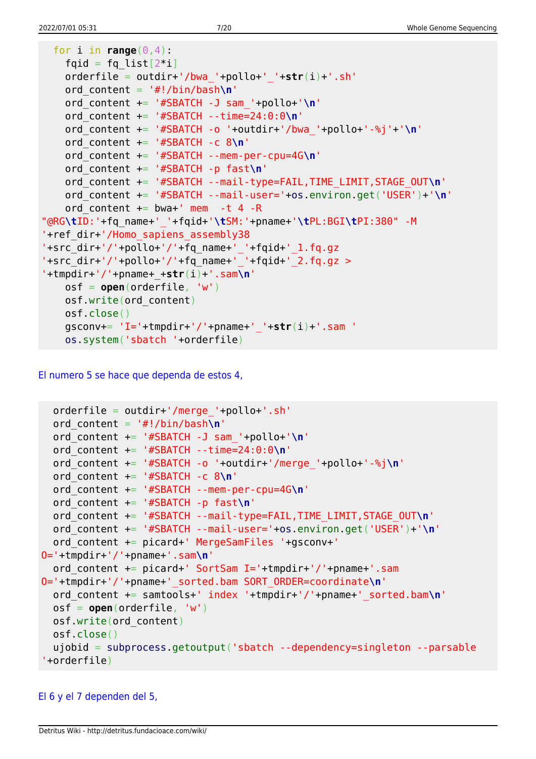```
  for i in range(0,4):
    fqid = fq_list[2*i]
    orderfile = outdir+'/bwa_'+pollo+'_'+str(i)+'.sh'
    ord_content = '#!/bin/bash\n'
    ord_content += '#SBATCH -J sam_'+pollo+'\n'
    ord_content += '#SBATCH --time=24:0:0\n'
    ord_content += '#SBATCH -o '+outdir+'/bwa_'+pollo+'-%j'+'\n'
    ord_content += '#SBATCH -c 8\n'
    ord_content += '#SBATCH --mem-per-cpu=4G\n'
    ord_content += '#SBATCH -p fast\n'
    ord_content += '#SBATCH --mail-type=FAIL,TIME_LIMIT,STAGE_OUT\n'
    ord_content += '#SBATCH --mail-user='+os.environ.get('USER')+'\n'
    ord_content += bwa+' mem  -t 4 -R
"@RG\tID:'+fq_name+'_'+fqid+'\tSM:'+pname+'\tPL:BGI\tPI:380" -M
'+ref_dir+'/Homo_sapiens_assembly38
'+src_dir+'/'+pollo+'/'+fq_name+'_'+fqid+'_1.fq.gz
'+src_dir+'/'+pollo+'/'+fq_name+'_'+fqid+'_2.fq.gz >
'+tmpdir+'/'+pname+_+str(i)+'.sam\n'
    osf = open(orderfile, 'w')
    osf.write(ord_content)
    osf.close()
    gsconv+= 'I='+tmpdir+'/'+pname+'_'+str(i)+'.sam '
    os.system('sbatch '+orderfile)
```

El numero 5 se hace que dependa de estos 4,

```
  orderfile = outdir+'/merge_'+pollo+'.sh'
  ord_content = '#!/bin/bash\n'
  ord_content += '#SBATCH -J sam_'+pollo+'\n'
  ord_content += '#SBATCH --time=24:0:0\n'
  ord_content += '#SBATCH -o '+outdir+'/merge_'+pollo+'-%j\n'
  ord_content += '#SBATCH -c 8\n'
  ord_content += '#SBATCH --mem-per-cpu=4G\n'
  ord_content += '#SBATCH -p fast\n'
  ord_content += '#SBATCH --mail-type=FAIL,TIME_LIMIT,STAGE_OUT\n'
  ord_content += '#SBATCH --mail-user='+os.environ.get('USER')+'\n'
  ord_content += picard+' MergeSamFiles '+gsconv+'
O='+tmpdir+'/'+pname+'.sam\n'
  ord_content += picard+' SortSam I='+tmpdir+'/'+pname+'.sam
O='+tmpdir+'/'+pname+'_sorted.bam SORT_ORDER=coordinate\n'
  ord_content += samtools+' index '+tmpdir+'/'+pname+'_sorted.bam\n'
  osf = open(orderfile, 'w')
  osf.write(ord_content)
  osf.close()
  ujobid = subprocess.getoutput('sbatch --dependency=singleton --parsable
'+orderfile)
```

El 6 y el 7 dependen del 5,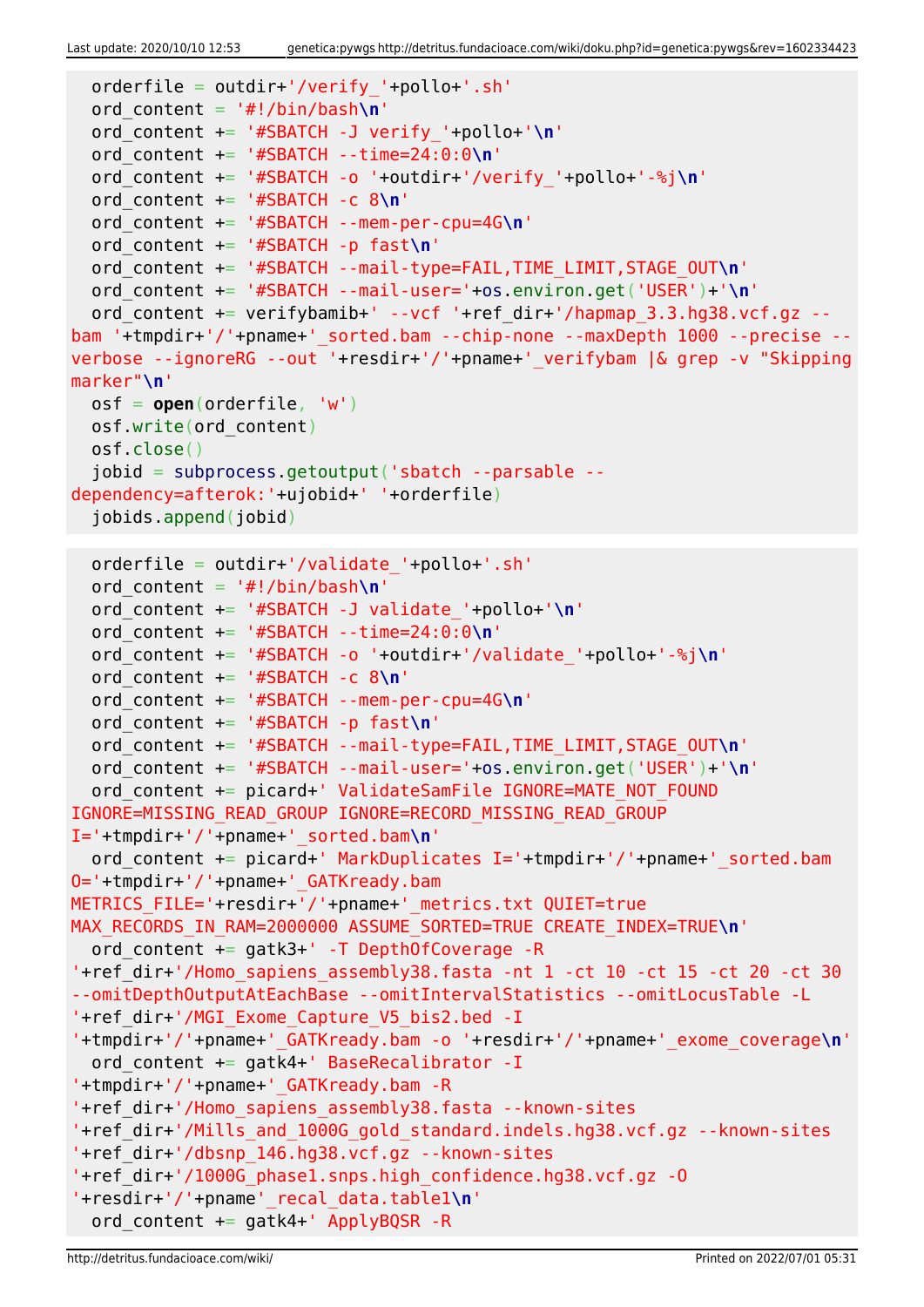```
  orderfile = outdir+'/verify_'+pollo+'.sh'
  ord_content = '#!/bin/bash\n'
  ord_content += '#SBATCH -J verify_'+pollo+'\n'
  ord_content += '#SBATCH --time=24:0:0\n'
  ord_content += '#SBATCH -o '+outdir+'/verify_'+pollo+'-%j\n'
  ord_content += '#SBATCH -c 8\n'
  ord_content += '#SBATCH --mem-per-cpu=4G\n'
  ord_content += '#SBATCH -p fast\n'
  ord_content += '#SBATCH --mail-type=FAIL,TIME_LIMIT,STAGE_OUT\n'
  ord_content += '#SBATCH --mail-user='+os.environ.get('USER')+'\n'
  ord_content += verifybamib+' --vcf '+ref_dir+'/hapmap_3.3.hg38.vcf.gz --bam '+tmpdir+'/'+pname+'_sorted.bam --chip-none --maxDepth 1000 --precise --verbose --ignoreRG --out '+resdir+'/'+pname+'_verifybam |& grep -v "Skipping marker"\n'
  osf = open(orderfile, 'w')
  osf.write(ord_content)
  osf.close()
  jobid = subprocess.getoutput('sbatch --parsable --dependency=afterok:'+ujobid+' '+orderfile)
  jobids.append(jobid)
```

```
  orderfile = outdir+'/validate_'+pollo+'.sh'
  ord_content = '#!/bin/bash\n'
  ord_content += '#SBATCH -J validate_'+pollo+'\n'
  ord_content += '#SBATCH --time=24:0:0\n'
  ord_content += '#SBATCH -o '+outdir+'/validate_'+pollo+'-%j\n'
  ord_content += '#SBATCH -c 8\n'
  ord_content += '#SBATCH --mem-per-cpu=4G\n'
  ord_content += '#SBATCH -p fast\n'
  ord_content += '#SBATCH --mail-type=FAIL,TIME_LIMIT,STAGE_OUT\n'
  ord_content += '#SBATCH --mail-user='+os.environ.get('USER')+'\n'
  ord_content += picard+' ValidateSamFile IGNORE=MATE_NOT_FOUND IGNORE=MISSING_READ_GROUP IGNORE=RECORD_MISSING_READ_GROUP I='+tmpdir+'/'+pname+'_sorted.bam\n'
  ord_content += picard+' MarkDuplicates I='+tmpdir+'/'+pname+'_sorted.bam O='+tmpdir+'/'+pname+'_GATKready.bam METRICS_FILE='+resdir+'/'+pname+'_metrics.txt QUIET=true MAX_RECORDS_IN_RAM=2000000 ASSUME_SORTED=TRUE CREATE_INDEX=TRUE\n'
  ord_content += gatk3+' -T DepthOfCoverage -R '+ref_dir+'/Homo_sapiens_assembly38.fasta -nt 1 -ct 10 -ct 15 -ct 20 -ct 30 --omitDepthOutputAtEachBase --omitIntervalStatistics --omitLocusTable -L '+ref_dir+'/MGI_Exome_Capture_V5_bis2.bed -I '+tmpdir+'/'+pname+'_GATKready.bam -o '+resdir+'/'+pname+'_exome_coverage\n'
  ord_content += gatk4+' BaseRecalibrator -I '+tmpdir+'/'+pname+'_GATKready.bam -R '+ref_dir+'/Homo_sapiens_assembly38.fasta --known-sites '+ref_dir+'/Mills_and_1000G_gold_standard.indels.hg38.vcf.gz --known-sites '+ref_dir+'/dbsnp_146.hg38.vcf.gz --known-sites '+ref_dir+'/1000G_phase1.snps.high_confidence.hg38.vcf.gz -O '+resdir+'/'+pname'_recal_data.table1\n'
  ord_content += gatk4+' ApplyBQSR -R
```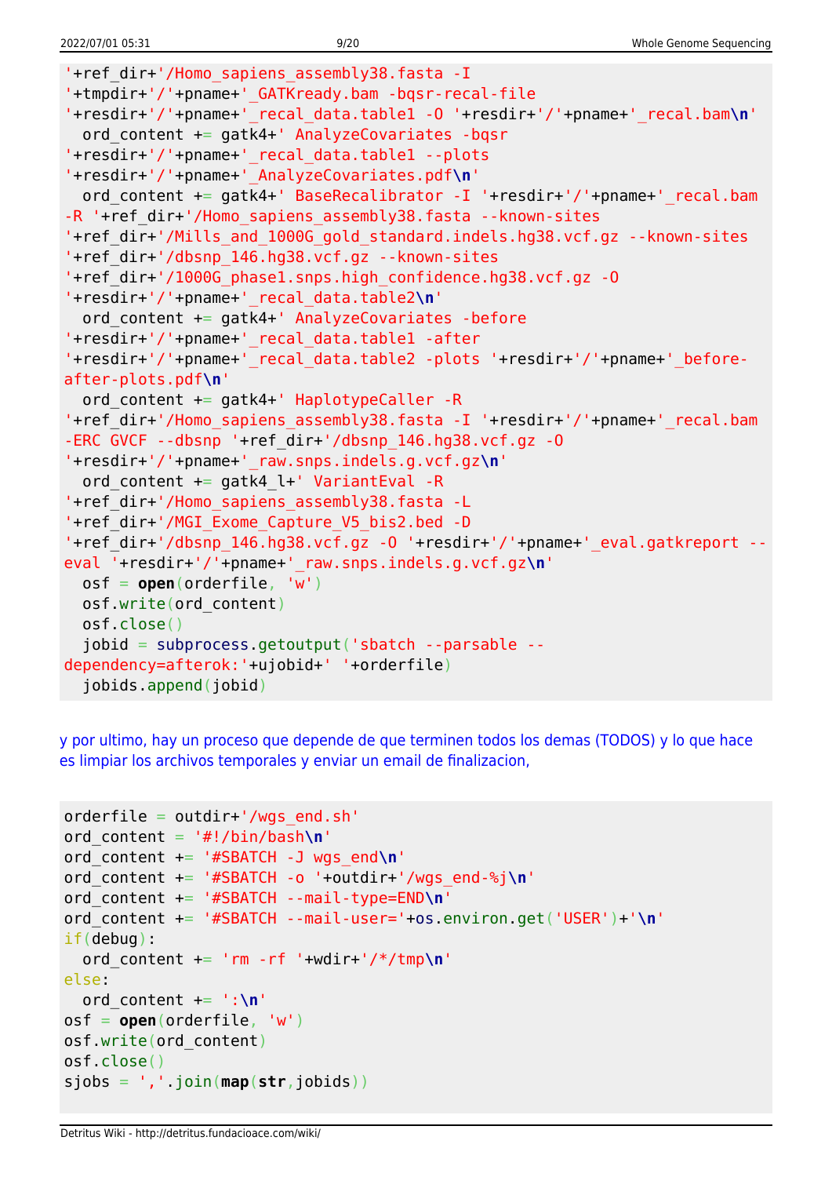```
'+ref_dir+'/Homo_sapiens_assembly38.fasta -I
'+tmpdir+'/'+pname+'_GATKready.bam -bqsr-recal-file
'+resdir+'/'+pname+'_recal_data.table1 -O '+resdir+'/'+pname+'_recal.bam\n'
  ord_content += gatk4+' AnalyzeCovariates -bqsr
'+resdir+'/'+pname+'_recal_data.table1 --plots
'+resdir+'/'+pname+'_AnalyzeCovariates.pdf\n'
  ord_content += gatk4+' BaseRecalibrator -I '+resdir+'/'+pname+'_recal.bam
-R '+ref_dir+'/Homo_sapiens_assembly38.fasta --known-sites
'+ref_dir+'/Mills_and_1000G_gold_standard.indels.hg38.vcf.gz --known-sites
'+ref_dir+'/dbsnp_146.hg38.vcf.gz --known-sites
'+ref_dir+'/1000G_phase1.snps.high_confidence.hg38.vcf.gz -O
'+resdir+'/'+pname+'_recal_data.table2\n'
  ord_content += gatk4+' AnalyzeCovariates -before
'+resdir+'/'+pname+'_recal_data.table1 -after
'+resdir+'/'+pname+'_recal_data.table2 -plots '+resdir+'/'+pname+'_before-
after-plots.pdf\n'
  ord_content += gatk4+' HaplotypeCaller -R
'+ref_dir+'/Homo_sapiens_assembly38.fasta -I '+resdir+'/'+pname+'_recal.bam
-ERC GVCF --dbsnp '+ref_dir+'/dbsnp_146.hg38.vcf.gz -O
'+resdir+'/'+pname+'_raw.snps.indels.g.vcf.gz\n'
  ord_content += gatk4_l+' VariantEval -R
'+ref_dir+'/Homo_sapiens_assembly38.fasta -L
'+ref_dir+'/MGI_Exome_Capture_V5_bis2.bed -D
'+ref_dir+'/dbsnp_146.hg38.vcf.gz -O '+resdir+'/'+pname+'_eval.gatkreport --
eval '+resdir+'/'+pname+'_raw.snps.indels.g.vcf.gz\n'
  osf = open(orderfile, 'w')
  osf.write(ord_content)
  osf.close()
  jobid = subprocess.getoutput('sbatch --parsable --
dependency=afterok:'+ujobid+' '+orderfile)
  jobids.append(jobid)
```

y por ultimo, hay un proceso que depende de que terminen todos los demas (TODOS) y lo que hace es limpiar los archivos temporales y enviar un email de finalizacion,

```
orderfile = outdir+'/wgs_end.sh'
ord_content = '#!/bin/bash\n'
ord_content += '#SBATCH -J wgs_end\n'
ord_content += '#SBATCH -o '+outdir+'/wgs_end-%j\n'
ord_content += '#SBATCH --mail-type=END\n'
ord_content += '#SBATCH --mail-user='+os.environ.get('USER')+'\n'
if(debug):
  ord_content += 'rm -rf '+wdir+'/*/tmp\n'
else:
  ord_content += ':\n'
osf = open(orderfile, 'w')
osf.write(ord_content)
osf.close()
sjobs = ','.join(map(str,jobids))
```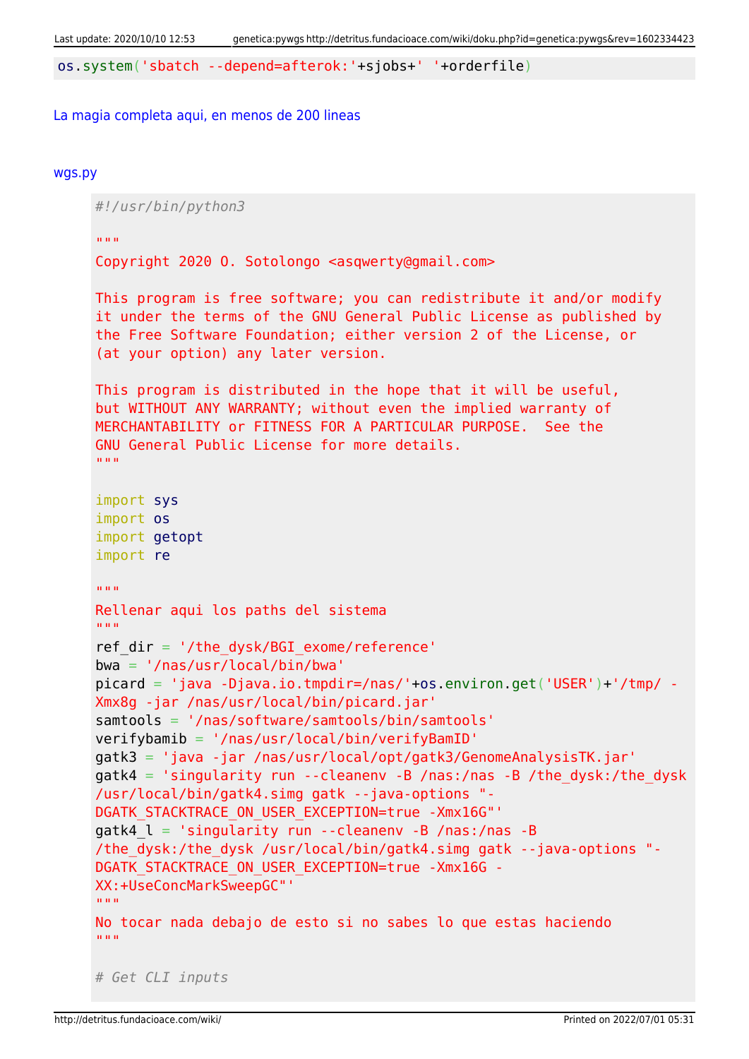```
os.system('sbatch --depend=afterok:'+sjobs+' '+orderfile)
```

La magia completa aqui, en menos de 200 lineas

wgs.py

```
#!/usr/bin/python3

"""
Copyright 2020 O. Sotolongo <asqwerty@gmail.com>

This program is free software; you can redistribute it and/or modify
it under the terms of the GNU General Public License as published by
the Free Software Foundation; either version 2 of the License, or
(at your option) any later version.

This program is distributed in the hope that it will be useful,
but WITHOUT ANY WARRANTY; without even the implied warranty of
MERCHANTABILITY or FITNESS FOR A PARTICULAR PURPOSE.  See the
GNU General Public License for more details.
"""

import sys
import os
import getopt
import re

"""
Rellenar aqui los paths del sistema
"""
ref_dir = '/the_dysk/BGI_exome/reference'
bwa = '/nas/usr/local/bin/bwa'
picard = 'java -Djava.io.tmpdir=/nas/'+os.environ.get('USER')+'/tmp/ -Xmx8g -jar /nas/usr/local/bin/picard.jar'
samtools = '/nas/software/samtools/bin/samtools'
verifybamib = '/nas/usr/local/bin/verifyBamID'
gatk3 = 'java -jar /nas/usr/local/opt/gatk3/GenomeAnalysisTK.jar'
gatk4 = 'singularity run --cleanenv -B /nas:/nas -B /the_dysk:/the_dysk /usr/local/bin/gatk4.simg gatk --java-options "-DGATK_STACKTRACE_ON_USER_EXCEPTION=true -Xmx16G"'
gatk4_l = 'singularity run --cleanenv -B /nas:/nas -B /the_dysk:/the_dysk /usr/local/bin/gatk4.simg gatk --java-options "-DGATK_STACKTRACE_ON_USER_EXCEPTION=true -Xmx16G -XX:+UseConcMarkSweepGC"'
"""
No tocar nada debajo de esto si no sabes lo que estas haciendo
"""

# Get CLI inputs
```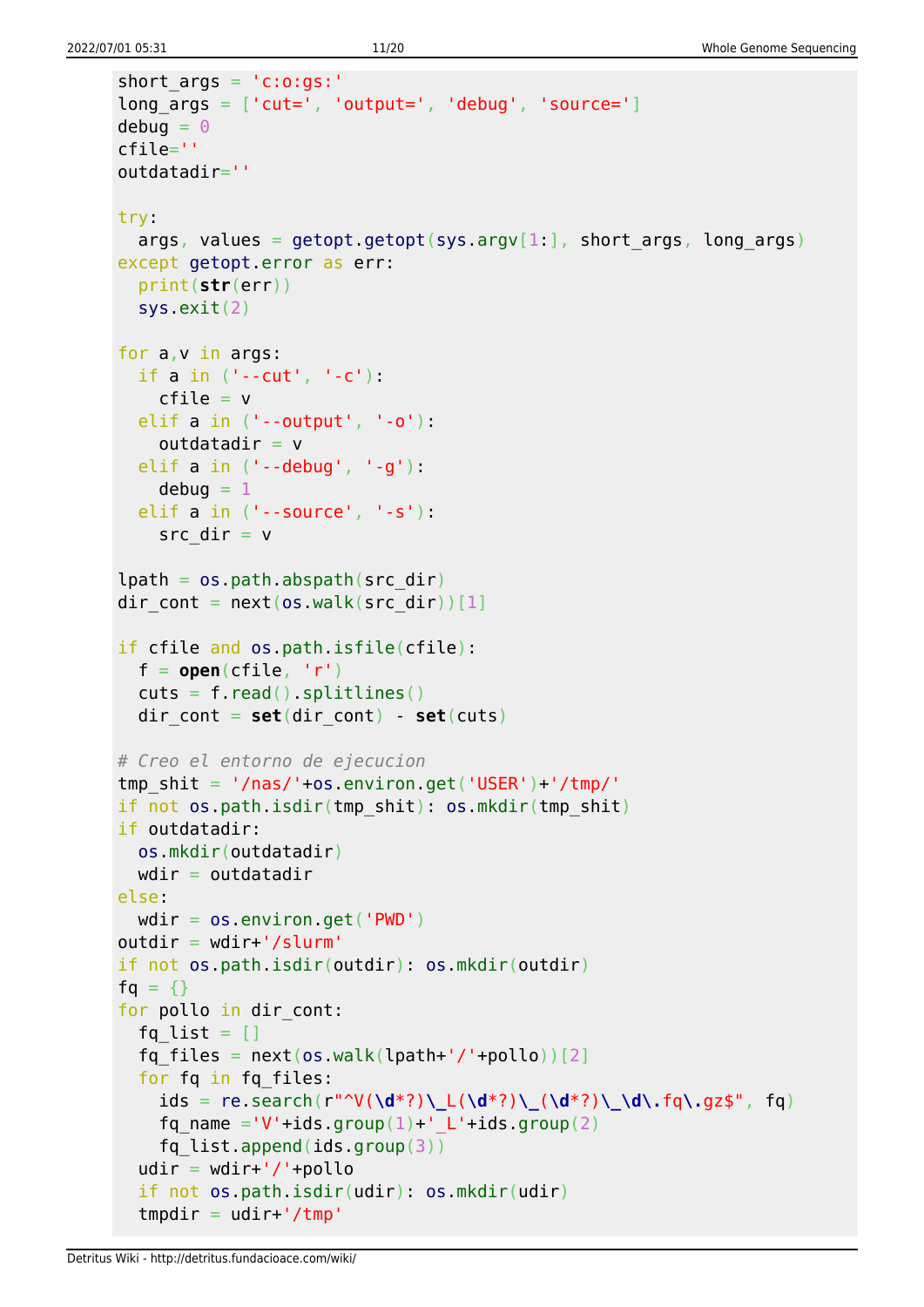```
short_args = 'c:o:gs:'
long_args = ['cut=', 'output=', 'debug', 'source=']
debug = 0
cfile=''
outdatadir=''

try:
  args, values = getopt.getopt(sys.argv[1:], short_args, long_args)
except getopt.error as err:
  print(str(err))
  sys.exit(2)

for a,v in args:
  if a in ('--cut', '-c'):
    cfile = v
  elif a in ('--output', '-o'):
    outdatadir = v
  elif a in ('--debug', '-g'):
    debug = 1
  elif a in ('--source', '-s'):
    src_dir = v

lpath = os.path.abspath(src_dir)
dir_cont = next(os.walk(src_dir))[1]

if cfile and os.path.isfile(cfile):
  f = open(cfile, 'r')
  cuts = f.read().splitlines()
  dir_cont = set(dir_cont) - set(cuts)

# Creo el entorno de ejecucion
tmp_shit = '/nas/'+os.environ.get('USER')+'/tmp/'
if not os.path.isdir(tmp_shit): os.mkdir(tmp_shit)
if outdatadir:
  os.mkdir(outdatadir)
  wdir = outdatadir
else:
  wdir = os.environ.get('PWD')
outdir = wdir+'/slurm'
if not os.path.isdir(outdir): os.mkdir(outdir)
fq = {}
for pollo in dir_cont:
  fq_list = []
  fq_files = next(os.walk(lpath+'/'+pollo))[2]
  for fq in fq_files:
    ids = re.search(r"^V(\d*?)\_L(\d*?)\_(\d*?)\_\d\.fq\.gz$", fq)
    fq_name ='V'+ids.group(1)+'_L'+ids.group(2)
    fq_list.append(ids.group(3))
  udir = wdir+'/'+pollo
  if not os.path.isdir(udir): os.mkdir(udir)
  tmpdir = udir+'/tmp'
```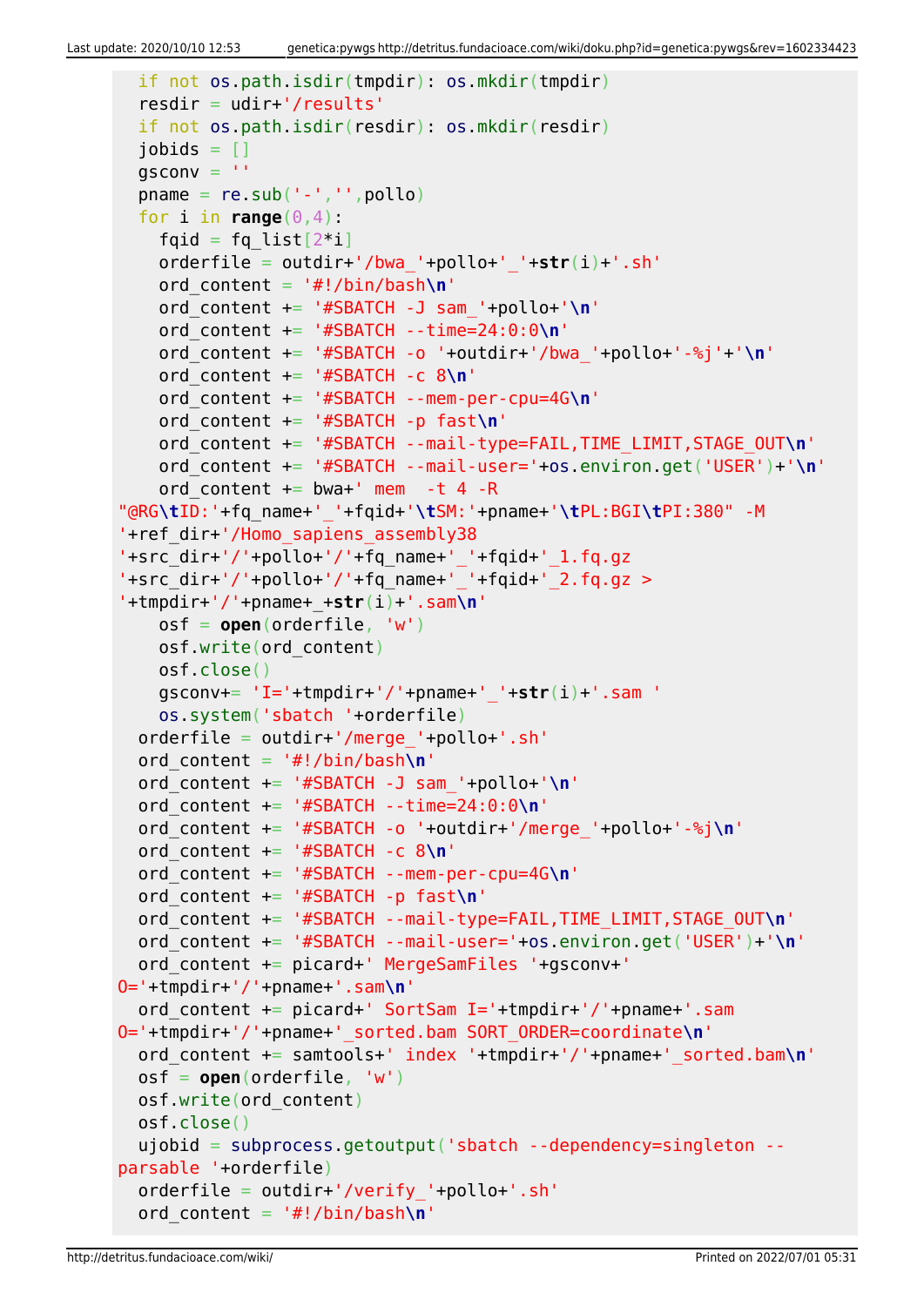```
  if not os.path.isdir(tmpdir): os.mkdir(tmpdir)
  resdir = udir+'/results'
  if not os.path.isdir(resdir): os.mkdir(resdir)
  jobids = []
  gsconv = ''
  pname = re.sub('-','',pollo)
  for i in range(0,4):
    fqid = fq_list[2*i]
    orderfile = outdir+'/bwa_'+pollo+'_'+str(i)+'.sh'
    ord_content = '#!/bin/bash\n'
    ord_content += '#SBATCH -J sam_'+pollo+'\n'
    ord_content += '#SBATCH --time=24:0:0\n'
    ord_content += '#SBATCH -o '+outdir+'/bwa_'+pollo+'-%j'+'\n'
    ord_content += '#SBATCH -c 8\n'
    ord_content += '#SBATCH --mem-per-cpu=4G\n'
    ord_content += '#SBATCH -p fast\n'
    ord_content += '#SBATCH --mail-type=FAIL,TIME_LIMIT,STAGE_OUT\n'
    ord_content += '#SBATCH --mail-user='+os.environ.get('USER')+'\n'
    ord_content += bwa+' mem  -t 4 -R
"@RG\tID:'+fq_name+'_'+fqid+'\tSM:'+pname+'\tPL:BGI\tPI:380" -M
'+ref_dir+'/Homo_sapiens_assembly38
'+src_dir+'/'+pollo+'/'+fq_name+'_'+fqid+'_1.fq.gz
'+src_dir+'/'+pollo+'/'+fq_name+'_'+fqid+'_2.fq.gz >
'+tmpdir+'/'+pname+_+str(i)+'.sam\n'
    osf = open(orderfile, 'w')
    osf.write(ord_content)
    osf.close()
    gsconv+= 'I='+tmpdir+'/'+pname+'_'+str(i)+'.sam '
    os.system('sbatch '+orderfile)
  orderfile = outdir+'/merge_'+pollo+'.sh'
  ord_content = '#!/bin/bash\n'
  ord_content += '#SBATCH -J sam_'+pollo+'\n'
  ord_content += '#SBATCH --time=24:0:0\n'
  ord_content += '#SBATCH -o '+outdir+'/merge_'+pollo+'-%j\n'
  ord_content += '#SBATCH -c 8\n'
  ord_content += '#SBATCH --mem-per-cpu=4G\n'
  ord_content += '#SBATCH -p fast\n'
  ord_content += '#SBATCH --mail-type=FAIL,TIME_LIMIT,STAGE_OUT\n'
  ord_content += '#SBATCH --mail-user='+os.environ.get('USER')+'\n'
  ord_content += picard+' MergeSamFiles '+gsconv+'
O='+tmpdir+'/'+pname+'.sam\n'
  ord_content += picard+' SortSam I='+tmpdir+'/'+pname+'.sam
O='+tmpdir+'/'+pname+'_sorted.bam SORT_ORDER=coordinate\n'
  ord_content += samtools+' index '+tmpdir+'/'+pname+'_sorted.bam\n'
  osf = open(orderfile, 'w')
  osf.write(ord_content)
  osf.close()
  ujobid = subprocess.getoutput('sbatch --dependency=singleton --
parsable '+orderfile)
  orderfile = outdir+'/verify_'+pollo+'.sh'
  ord_content = '#!/bin/bash\n'
```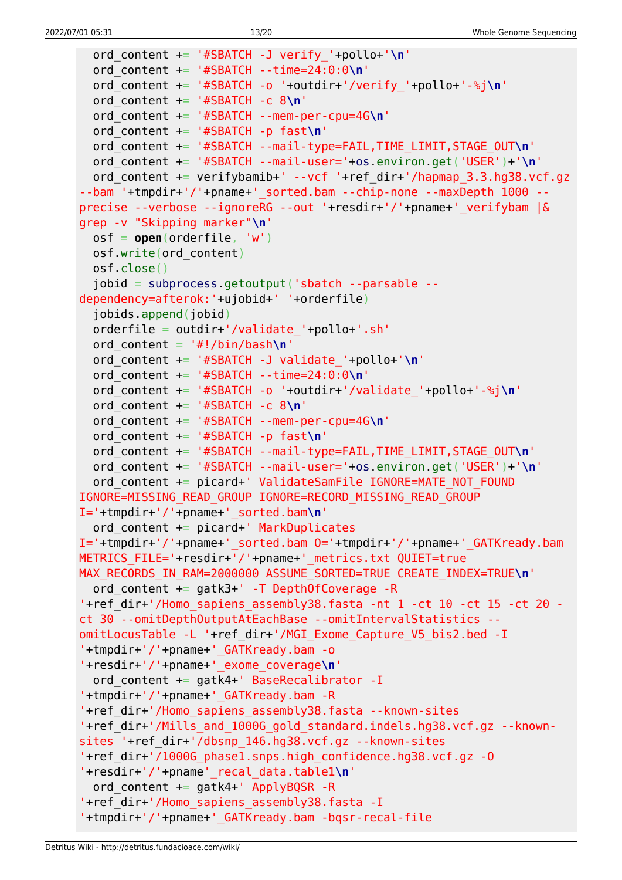```
  ord_content += '#SBATCH -J verify_'+pollo+'\n'
  ord_content += '#SBATCH --time=24:0:0\n'
  ord_content += '#SBATCH -o '+outdir+'/verify_'+pollo+'-%j\n'
  ord_content += '#SBATCH -c 8\n'
  ord_content += '#SBATCH --mem-per-cpu=4G\n'
  ord_content += '#SBATCH -p fast\n'
  ord_content += '#SBATCH --mail-type=FAIL,TIME_LIMIT,STAGE_OUT\n'
  ord_content += '#SBATCH --mail-user='+os.environ.get('USER')+'\n'
  ord_content += verifybamib+' --vcf '+ref_dir+'/hapmap_3.3.hg38.vcf.gz
--bam '+tmpdir+'/'+pname+'_sorted.bam --chip-none --maxDepth 1000 --
precise --verbose --ignoreRG --out '+resdir+'/'+pname+'_verifybam |&
grep -v "Skipping marker"\n'
  osf = open(orderfile, 'w')
  osf.write(ord_content)
  osf.close()
  jobid = subprocess.getoutput('sbatch --parsable --
dependency=afterok:'+ujobid+' '+orderfile)
  jobids.append(jobid)
  orderfile = outdir+'/validate_'+pollo+'.sh'
  ord_content = '#!/bin/bash\n'
  ord_content += '#SBATCH -J validate_'+pollo+'\n'
  ord_content += '#SBATCH --time=24:0:0\n'
  ord_content += '#SBATCH -o '+outdir+'/validate_'+pollo+'-%j\n'
  ord_content += '#SBATCH -c 8\n'
  ord_content += '#SBATCH --mem-per-cpu=4G\n'
  ord_content += '#SBATCH -p fast\n'
  ord_content += '#SBATCH --mail-type=FAIL,TIME_LIMIT,STAGE_OUT\n'
  ord_content += '#SBATCH --mail-user='+os.environ.get('USER')+'\n'
  ord_content += picard+' ValidateSamFile IGNORE=MATE_NOT_FOUND
IGNORE=MISSING_READ_GROUP IGNORE=RECORD_MISSING_READ_GROUP
I='+tmpdir+'/'+pname+'_sorted.bam\n'
  ord_content += picard+' MarkDuplicates
I='+tmpdir+'/'+pname+'_sorted.bam O='+tmpdir+'/'+pname+'_GATKready.bam
METRICS_FILE='+resdir+'/'+pname+'_metrics.txt QUIET=true
MAX_RECORDS_IN_RAM=2000000 ASSUME_SORTED=TRUE CREATE_INDEX=TRUE\n'
  ord_content += gatk3+' -T DepthOfCoverage -R
'+ref_dir+'/Homo_sapiens_assembly38.fasta -nt 1 -ct 10 -ct 15 -ct 20 -
ct 30 --omitDepthOutputAtEachBase --omitIntervalStatistics --
omitLocusTable -L '+ref_dir+'/MGI_Exome_Capture_V5_bis2.bed -I
'+tmpdir+'/'+pname+'_GATKready.bam -o
'+resdir+'/'+pname+'_exome_coverage\n'
  ord_content += gatk4+' BaseRecalibrator -I
'+tmpdir+'/'+pname+'_GATKready.bam -R
'+ref_dir+'/Homo_sapiens_assembly38.fasta --known-sites
'+ref_dir+'/Mills_and_1000G_gold_standard.indels.hg38.vcf.gz --known-
sites '+ref_dir+'/dbsnp_146.hg38.vcf.gz --known-sites
'+ref_dir+'/1000G_phase1.snps.high_confidence.hg38.vcf.gz -O
'+resdir+'/'+pname'_recal_data.table1\n'
  ord_content += gatk4+' ApplyBQSR -R
'+ref_dir+'/Homo_sapiens_assembly38.fasta -I
'+tmpdir+'/'+pname+'_GATKready.bam -bqsr-recal-file
```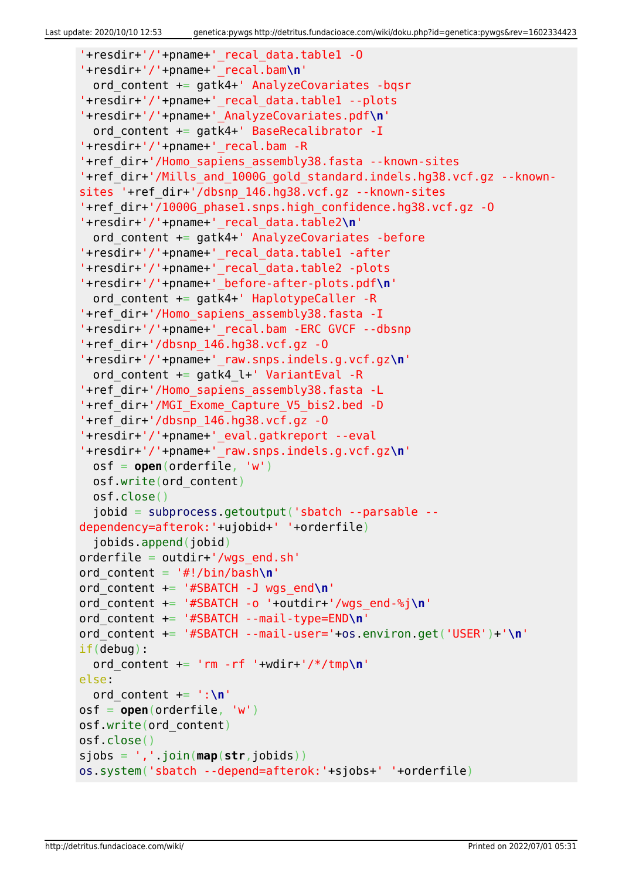```
'+resdir+'/'+pname+'_recal_data.table1 -O
'+resdir+'/'+pname+'_recal.bam\n'
  ord_content += gatk4+' AnalyzeCovariates -bqsr
'+resdir+'/'+pname+'_recal_data.table1 --plots
'+resdir+'/'+pname+'_AnalyzeCovariates.pdf\n'
  ord_content += gatk4+' BaseRecalibrator -I
'+resdir+'/'+pname+'_recal.bam -R
'+ref_dir+'/Homo_sapiens_assembly38.fasta --known-sites
'+ref_dir+'/Mills_and_1000G_gold_standard.indels.hg38.vcf.gz --known-
sites '+ref_dir+'/dbsnp_146.hg38.vcf.gz --known-sites
'+ref_dir+'/1000G_phase1.snps.high_confidence.hg38.vcf.gz -O
'+resdir+'/'+pname+'_recal_data.table2\n'
  ord_content += gatk4+' AnalyzeCovariates -before
'+resdir+'/'+pname+'_recal_data.table1 -after
'+resdir+'/'+pname+'_recal_data.table2 -plots
'+resdir+'/'+pname+'_before-after-plots.pdf\n'
  ord_content += gatk4+' HaplotypeCaller -R
'+ref_dir+'/Homo_sapiens_assembly38.fasta -I
'+resdir+'/'+pname+'_recal.bam -ERC GVCF --dbsnp
'+ref_dir+'/dbsnp_146.hg38.vcf.gz -O
'+resdir+'/'+pname+'_raw.snps.indels.g.vcf.gz\n'
  ord_content += gatk4_l+' VariantEval -R
'+ref_dir+'/Homo_sapiens_assembly38.fasta -L
'+ref_dir+'/MGI_Exome_Capture_V5_bis2.bed -D
'+ref_dir+'/dbsnp_146.hg38.vcf.gz -O
'+resdir+'/'+pname+'_eval.gatkreport --eval
'+resdir+'/'+pname+'_raw.snps.indels.g.vcf.gz\n'
  osf = open(orderfile, 'w')
  osf.write(ord_content)
  osf.close()
  jobid = subprocess.getoutput('sbatch --parsable --
dependency=afterok:'+ujobid+' '+orderfile)
  jobids.append(jobid)
orderfile = outdir+'/wgs_end.sh'
ord_content = '#!/bin/bash\n'
ord_content += '#SBATCH -J wgs_end\n'
ord_content += '#SBATCH -o '+outdir+'/wgs_end-%j\n'
ord_content += '#SBATCH --mail-type=END\n'
ord_content += '#SBATCH --mail-user='+os.environ.get('USER')+'\n'
if(debug):
  ord_content += 'rm -rf '+wdir+'/*/tmp\n'
else:
  ord_content += ':\n'
osf = open(orderfile, 'w')
osf.write(ord_content)
osf.close()
sjobs = ','.join(map(str,jobids))
os.system('sbatch --depend=afterok:'+sjobs+' '+orderfile)
```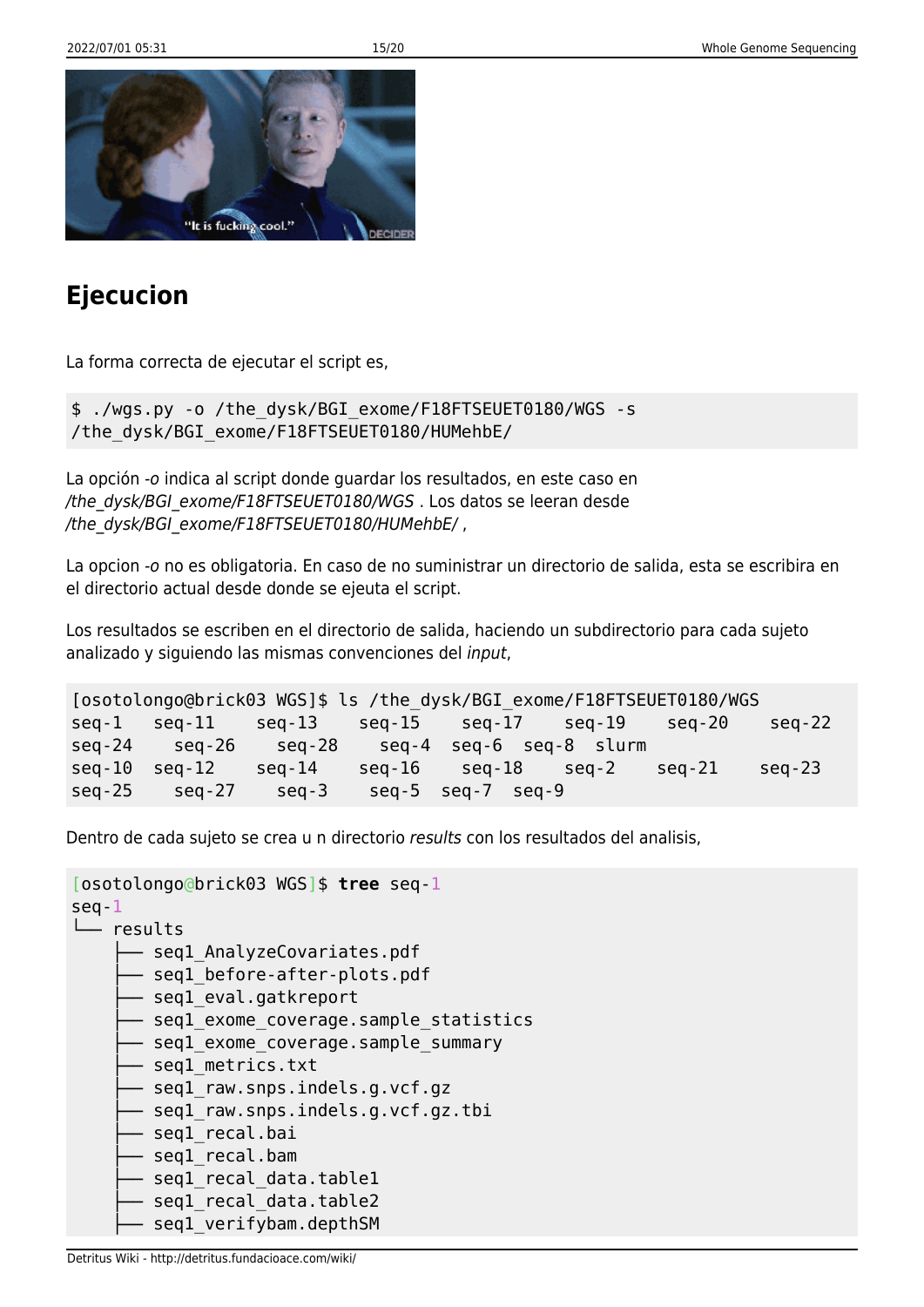## Ejecucion

La forma correcta de ejecutar el script es,

```
$ ./wgs.py -o /the_dysk/BGI_exome/F18FTSEUET0180/WGS -s
/the_dysk/BGI_exome/F18FTSEUET0180/HUMehbE/
```

La opción *-o* indica al script donde guardar los resultados, en este caso en */the_dysk/BGI_exome/F18FTSEUET0180/WGS* . Los datos se leeran desde */the_dysk/BGI_exome/F18FTSEUET0180/HUMehbE/* ,

La opcion *-o* no es obligatoria. En caso de no suministrar un directorio de salida, esta se escribira en el directorio actual desde donde se ejeuta el script.

Los resultados se escriben en el directorio de salida, haciendo un subdirectorio para cada sujeto analizado y siguiendo las mismas convenciones del *input*,

```
[osotolongo@brick03 WGS]$ ls /the_dysk/BGI_exome/F18FTSEUET0180/WGS
seq-1   seq-11    seq-13    seq-15    seq-17    seq-19    seq-20    seq-22
seq-24    seq-26    seq-28    seq-4  seq-6  seq-8  slurm
seq-10  seq-12    seq-14    seq-16    seq-18    seq-2    seq-21    seq-23
seq-25    seq-27    seq-3    seq-5  seq-7  seq-9
```

Dentro de cada sujeto se crea u n directorio *results* con los resultados del analisis,

```
[osotolongo@brick03 WGS]$ tree seq-1
seq-1
└── results
    ├── seq1_AnalyzeCovariates.pdf
    ├── seq1_before-after-plots.pdf
    ├── seq1_eval.gatkreport
    ├── seq1_exome_coverage.sample_statistics
    ├── seq1_exome_coverage.sample_summary
    ├── seq1_metrics.txt
    ├── seq1_raw.snps.indels.g.vcf.gz
    ├── seq1_raw.snps.indels.g.vcf.gz.tbi
    ├── seq1_recal.bai
    ├── seq1_recal.bam
    ├── seq1_recal_data.table1
    ├── seq1_recal_data.table2
    ├── seq1_verifybam.depthSM
```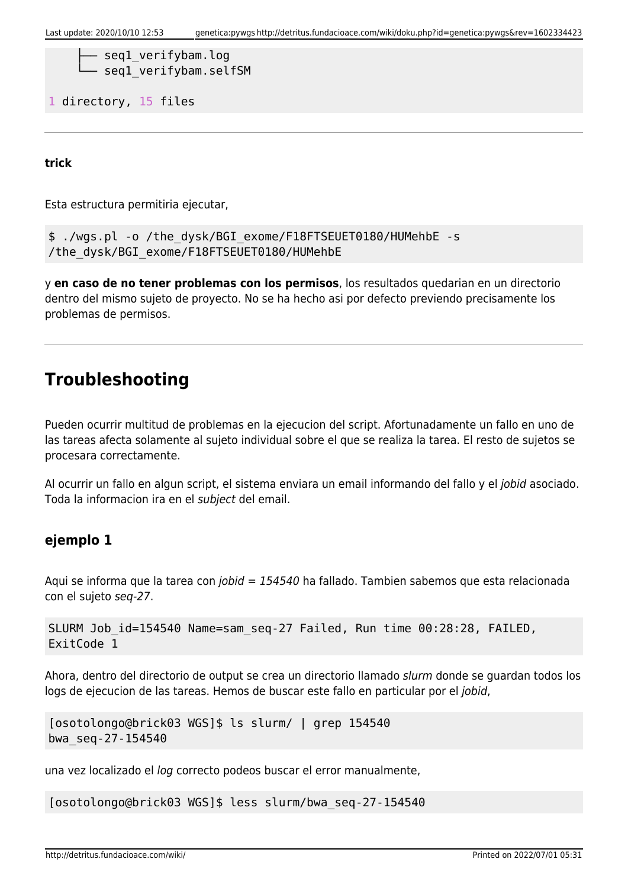```
    ├── seq1_verifybam.log
    └── seq1_verifybam.selfSM

1 directory, 15 files
```

---

**trick**

Esta estructura permitiria ejecutar,

```
$ ./wgs.pl -o /the_dysk/BGI_exome/F18FTSEUET0180/HUMehbE -s
/the_dysk/BGI_exome/F18FTSEUET0180/HUMehbE
```

y **en caso de no tener problemas con los permisos**, los resultados quedarian en un directorio dentro del mismo sujeto de proyecto. No se ha hecho asi por defecto previendo precisamente los problemas de permisos.

---

## Troubleshooting

Pueden ocurrir multitud de problemas en la ejecucion del script. Afortunadamente un fallo en uno de las tareas afecta solamente al sujeto individual sobre el que se realiza la tarea. El resto de sujetos se procesara correctamente.

Al ocurrir un fallo en algun script, el sistema enviara un email informando del fallo y el *jobid* asociado. Toda la informacion ira en el *subject* del email.

### ejemplo 1

Aqui se informa que la tarea con *jobid = 154540* ha fallado. Tambien sabemos que esta relacionada con el sujeto *seq-27*.

```
SLURM Job_id=154540 Name=sam_seq-27 Failed, Run time 00:28:28, FAILED,
ExitCode 1
```

Ahora, dentro del directorio de output se crea un directorio llamado *slurm* donde se guardan todos los logs de ejecucion de las tareas. Hemos de buscar este fallo en particular por el *jobid*,

```
[osotolongo@brick03 WGS]$ ls slurm/ | grep 154540
bwa_seq-27-154540
```

una vez localizado el *log* correcto podeos buscar el error manualmente,

```
[osotolongo@brick03 WGS]$ less slurm/bwa_seq-27-154540
```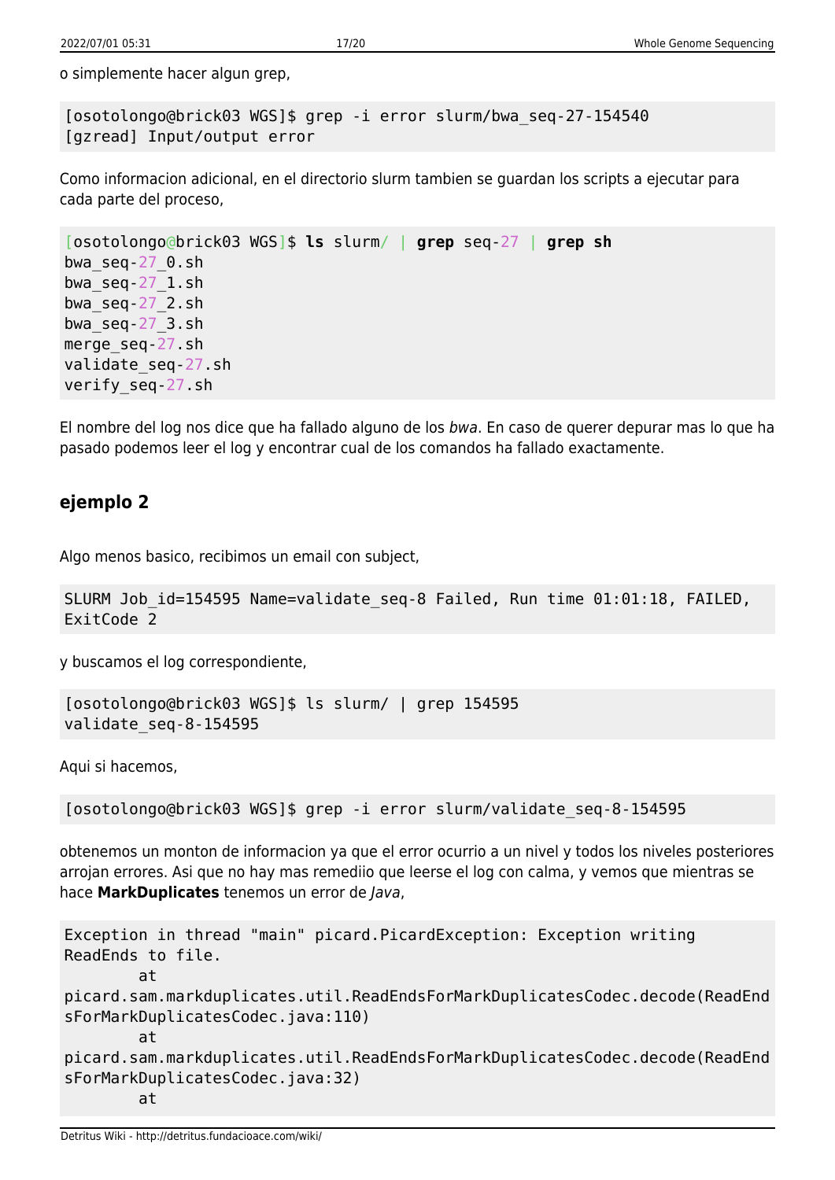o simplemente hacer algun grep,

```
[osotolongo@brick03 WGS]$ grep -i error slurm/bwa_seq-27-154540
[gzread] Input/output error
```

Como informacion adicional, en el directorio slurm tambien se guardan los scripts a ejecutar para cada parte del proceso,

```
[osotolongo@brick03 WGS]$ ls slurm/ | grep seq-27 | grep sh
bwa_seq-27_0.sh
bwa_seq-27_1.sh
bwa_seq-27_2.sh
bwa_seq-27_3.sh
merge_seq-27.sh
validate_seq-27.sh
verify_seq-27.sh
```

El nombre del log nos dice que ha fallado alguno de los *bwa*. En caso de querer depurar mas lo que ha pasado podemos leer el log y encontrar cual de los comandos ha fallado exactamente.

## ejemplo 2

Algo menos basico, recibimos un email con subject,

```
SLURM Job_id=154595 Name=validate_seq-8 Failed, Run time 01:01:18, FAILED,
ExitCode 2
```

y buscamos el log correspondiente,

```
[osotolongo@brick03 WGS]$ ls slurm/ | grep 154595
validate_seq-8-154595
```

Aqui si hacemos,

```
[osotolongo@brick03 WGS]$ grep -i error slurm/validate_seq-8-154595
```

obtenemos un monton de informacion ya que el error ocurrio a un nivel y todos los niveles posteriores arrojan errores. Asi que no hay mas remediio que leerse el log con calma, y vemos que mientras se hace **MarkDuplicates** tenemos un error de *Java*,

```
Exception in thread "main" picard.PicardException: Exception writing
ReadEnds to file.
        at
picard.sam.markduplicates.util.ReadEndsForMarkDuplicatesCodec.decode(ReadEnd
sForMarkDuplicatesCodec.java:110)
        at
picard.sam.markduplicates.util.ReadEndsForMarkDuplicatesCodec.decode(ReadEnd
sForMarkDuplicatesCodec.java:32)
        at
```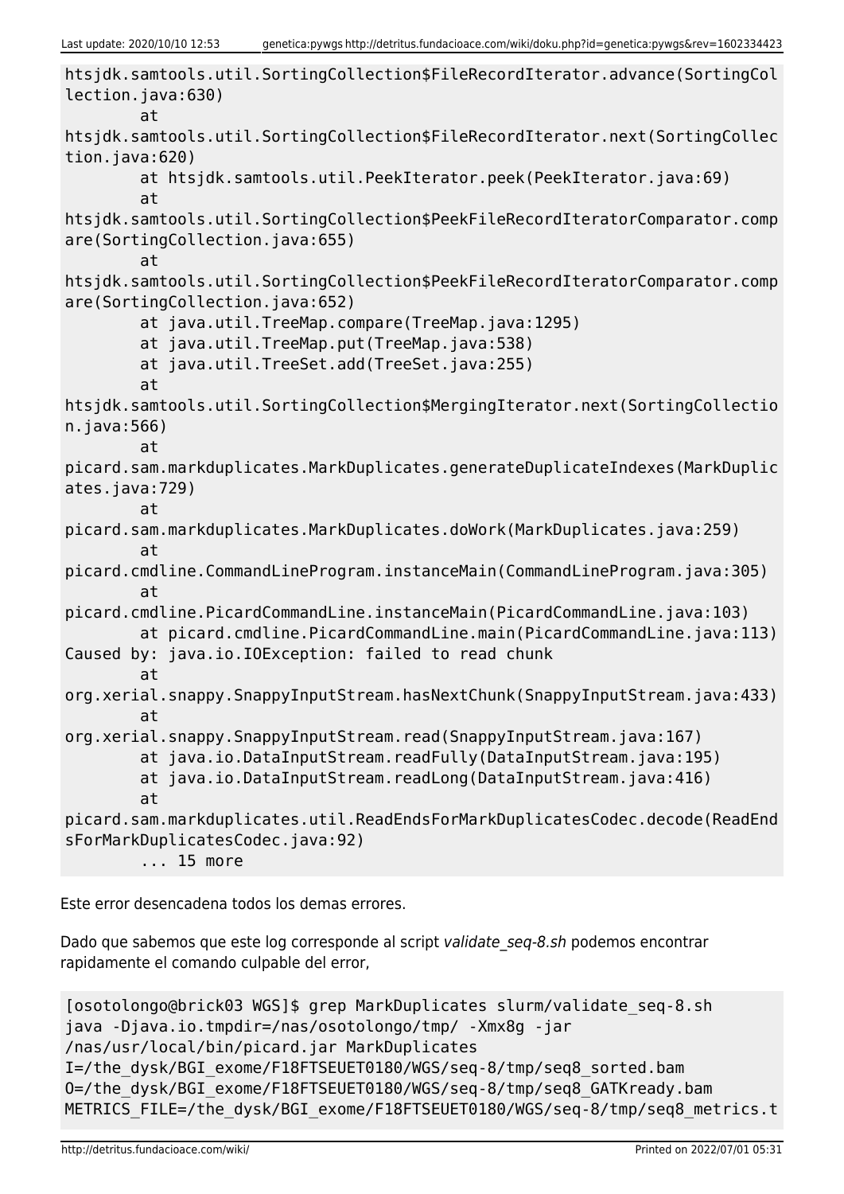```
htsjdk.samtools.util.SortingCollection$FileRecordIterator.advance(SortingCol
lection.java:630)
        at
htsjdk.samtools.util.SortingCollection$FileRecordIterator.next(SortingCollec
tion.java:620)
        at htsjdk.samtools.util.PeekIterator.peek(PeekIterator.java:69)
        at
htsjdk.samtools.util.SortingCollection$PeekFileRecordIteratorComparator.comp
are(SortingCollection.java:655)
        at
htsjdk.samtools.util.SortingCollection$PeekFileRecordIteratorComparator.comp
are(SortingCollection.java:652)
        at java.util.TreeMap.compare(TreeMap.java:1295)
        at java.util.TreeMap.put(TreeMap.java:538)
        at java.util.TreeSet.add(TreeSet.java:255)
        at
htsjdk.samtools.util.SortingCollection$MergingIterator.next(SortingCollectio
n.java:566)
        at
picard.sam.markduplicates.MarkDuplicates.generateDuplicateIndexes(MarkDuplic
ates.java:729)
        at
picard.sam.markduplicates.MarkDuplicates.doWork(MarkDuplicates.java:259)
        at
picard.cmdline.CommandLineProgram.instanceMain(CommandLineProgram.java:305)
        at
picard.cmdline.PicardCommandLine.instanceMain(PicardCommandLine.java:103)
        at picard.cmdline.PicardCommandLine.main(PicardCommandLine.java:113)
Caused by: java.io.IOException: failed to read chunk
        at
org.xerial.snappy.SnappyInputStream.hasNextChunk(SnappyInputStream.java:433)
        at
org.xerial.snappy.SnappyInputStream.read(SnappyInputStream.java:167)
        at java.io.DataInputStream.readFully(DataInputStream.java:195)
        at java.io.DataInputStream.readLong(DataInputStream.java:416)
        at
picard.sam.markduplicates.util.ReadEndsForMarkDuplicatesCodec.decode(ReadEnd
sForMarkDuplicatesCodec.java:92)
        ... 15 more
```

Este error desencadena todos los demas errores.

Dado que sabemos que este log corresponde al script *validate_seq-8.sh* podemos encontrar rapidamente el comando culpable del error,

```
[osotolongo@brick03 WGS]$ grep MarkDuplicates slurm/validate_seq-8.sh
java -Djava.io.tmpdir=/nas/osotolongo/tmp/ -Xmx8g -jar
/nas/usr/local/bin/picard.jar MarkDuplicates
I=/the_dysk/BGI_exome/F18FTSEUET0180/WGS/seq-8/tmp/seq8_sorted.bam
O=/the_dysk/BGI_exome/F18FTSEUET0180/WGS/seq-8/tmp/seq8_GATKready.bam
METRICS_FILE=/the_dysk/BGI_exome/F18FTSEUET0180/WGS/seq-8/tmp/seq8_metrics.t
```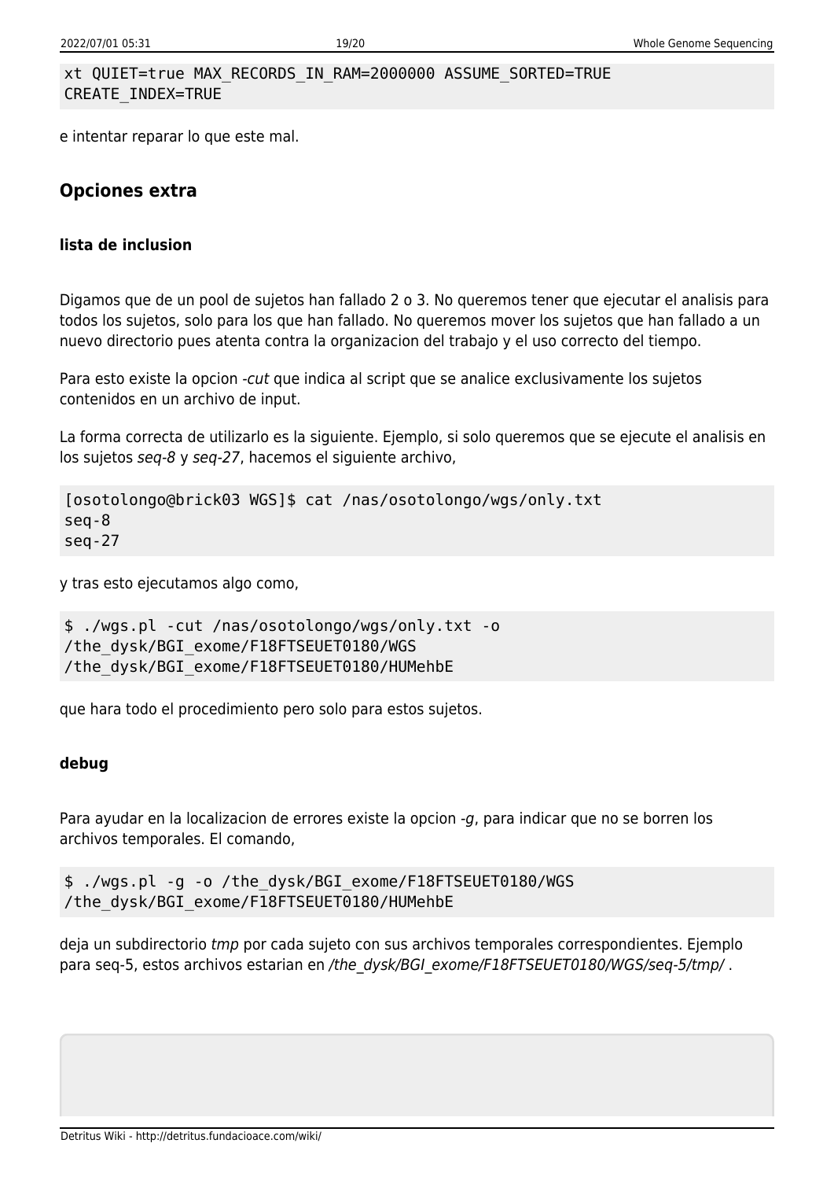```
xt QUIET=true MAX_RECORDS_IN_RAM=2000000 ASSUME_SORTED=TRUE
CREATE_INDEX=TRUE
```

e intentar reparar lo que este mal.

## Opciones extra

### lista de inclusion

Digamos que de un pool de sujetos han fallado 2 o 3. No queremos tener que ejecutar el analisis para todos los sujetos, solo para los que han fallado. No queremos mover los sujetos que han fallado a un nuevo directorio pues atenta contra la organizacion del trabajo y el uso correcto del tiempo.

Para esto existe la opcion *-cut* que indica al script que se analice exclusivamente los sujetos contenidos en un archivo de input.

La forma correcta de utilizarlo es la siguiente. Ejemplo, si solo queremos que se ejecute el analisis en los sujetos *seq-8* y *seq-27*, hacemos el siguiente archivo,

```
[osotolongo@brick03 WGS]$ cat /nas/osotolongo/wgs/only.txt
seq-8
seq-27
```

y tras esto ejecutamos algo como,

```
$ ./wgs.pl -cut /nas/osotolongo/wgs/only.txt -o
/the_dysk/BGI_exome/F18FTSEUET0180/WGS
/the_dysk/BGI_exome/F18FTSEUET0180/HUMehbE
```

que hara todo el procedimiento pero solo para estos sujetos.

### debug

Para ayudar en la localizacion de errores existe la opcion *-g*, para indicar que no se borren los archivos temporales. El comando,

```
$ ./wgs.pl -g -o /the_dysk/BGI_exome/F18FTSEUET0180/WGS
/the_dysk/BGI_exome/F18FTSEUET0180/HUMehbE
```

deja un subdirectorio *tmp* por cada sujeto con sus archivos temporales correspondientes. Ejemplo para seq-5, estos archivos estarian en */the_dysk/BGI_exome/F18FTSEUET0180/WGS/seq-5/tmp/* .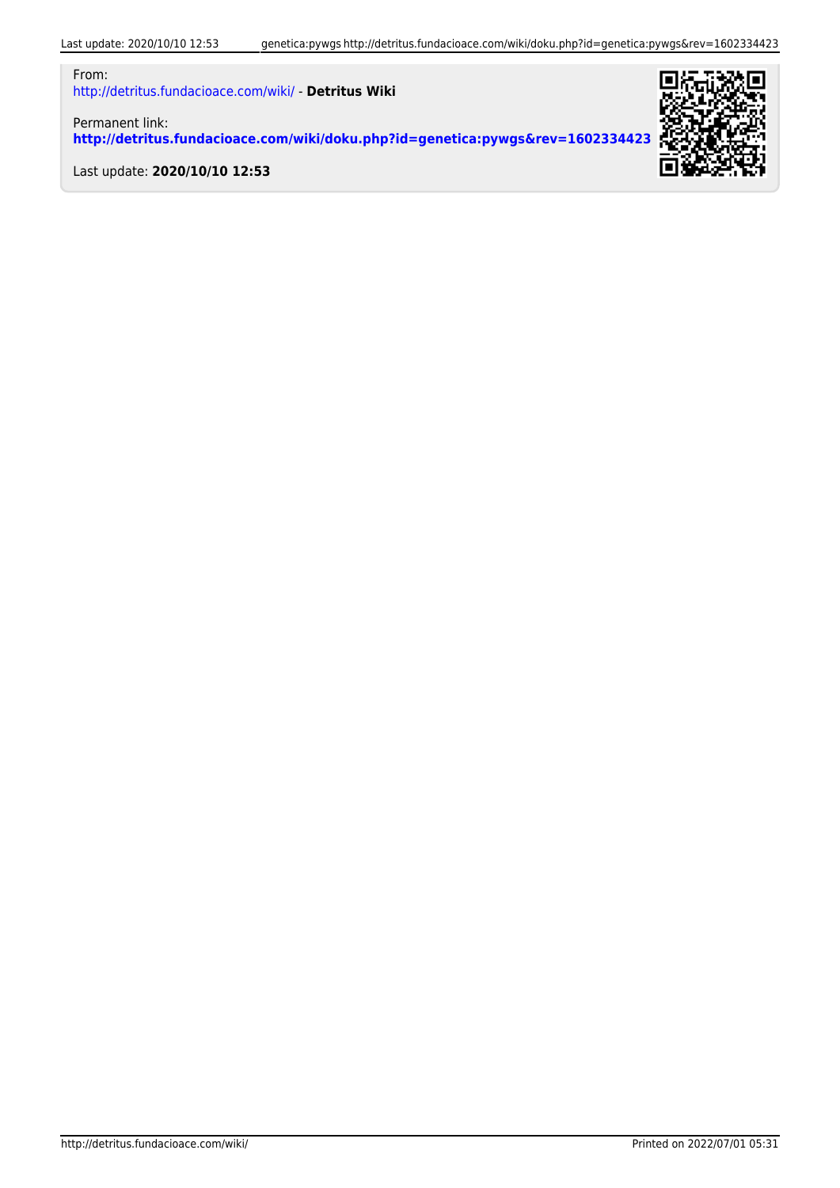From:
http://detritus.fundacioace.com/wiki/ - **Detritus Wiki**

Permanent link:
**http://detritus.fundacioace.com/wiki/doku.php?id=genetica:pywgs&rev=1602334423**

Last update: **2020/10/10 12:53**